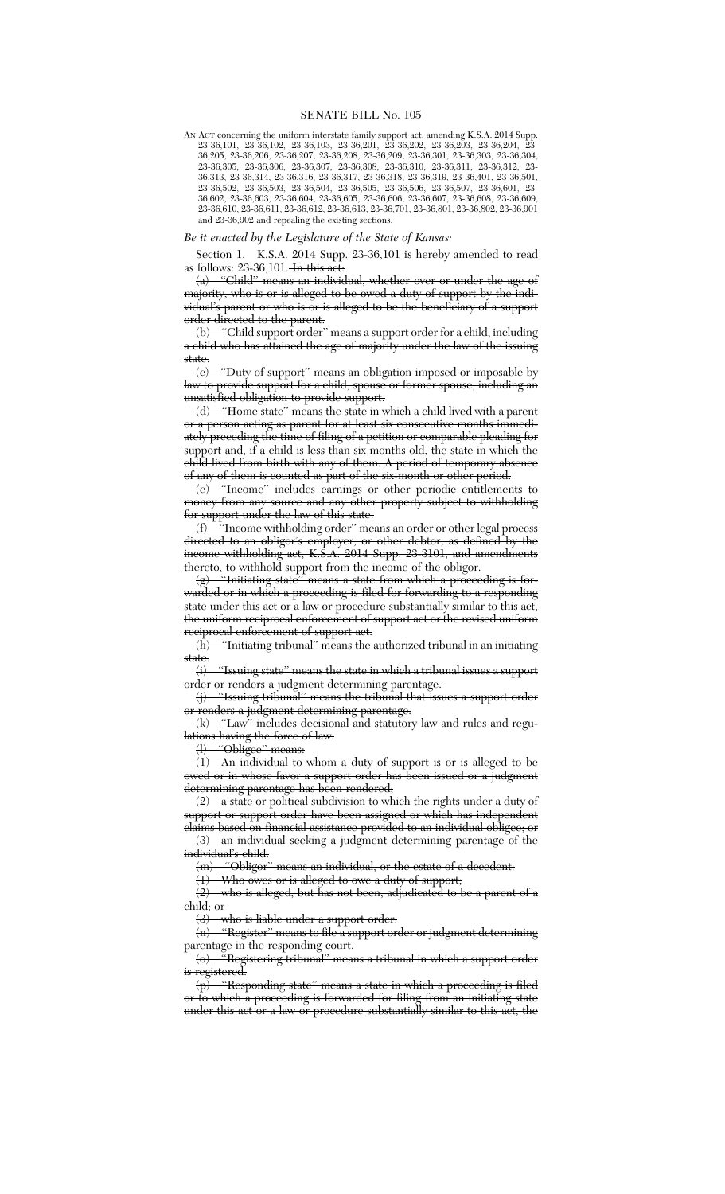# SENATE BILL No. 105

AN ACT concerning the uniform interstate family support act; amending K.S.A. 2014 Supp. 23-36,101, 23-36,102, 23-36,103, 23-36,201, 23-36,202, 23-36,203, 23-36,204, 23-36,205, 23-36,206, 23-36,207, 23-36,208, 23-36,209, 23-36,301, 23-36,303, 23-36,304, 23-36,305, 23-36,306, 23-36,307, 23-36,308, 23-36,310, 23-36,311, 23-36,312, 23-36,313, 23-36,314, 23-36,316, 23-36,317, 23-36,318, 23-36,319, 23-36,401, 23-36,501, 23-36,502, 23-36,503, 23-36,504, 23-36,505, 23-36,506, 23-36,507, 23-36,601, 23-36,602, 23-36,603, 23-36,604, 23-36,605, 23-36,606, 23-36,607, 23-36,608, 23-36,609, 23-36,610, 23-36,611, 23-36,612, 23-36,613, 23-36,701, 23-36,801, 23-36,802, 23-36,901 and 23-36,902 and repealing the existing sections.

*Be it enacted by the Legislature of the State of Kansas:*

Section 1. K.S.A. 2014 Supp. 23-36,101 is hereby amended to read as follows: 23-36,101. ~~In this act:~~

~~(a) "Child" means an individual, whether over or under the age of majority, who is or is alleged to be owed a duty of support by the individual's parent or who is or is alleged to be the beneficiary of a support order directed to the parent.~~

~~(b) "Child support order" means a support order for a child, including a child who has attained the age of majority under the law of the issuing state.~~

~~(c) "Duty of support" means an obligation imposed or imposable by law to provide support for a child, spouse or former spouse, including an unsatisfied obligation to provide support.~~

~~(d) "Home state" means the state in which a child lived with a parent or a person acting as parent for at least six consecutive months immediately preceding the time of filing of a petition or comparable pleading for support and, if a child is less than six months old, the state in which the child lived from birth with any of them. A period of temporary absence of any of them is counted as part of the six-month or other period.~~

~~(e) "Income" includes earnings or other periodic entitlements to money from any source and any other property subject to withholding for support under the law of this state.~~

~~(f) "Income withholding order" means an order or other legal process directed to an obligor's employer, or other debtor, as defined by the income withholding act, K.S.A. 2014 Supp. 23-3101, and amendments thereto, to withhold support from the income of the obligor.~~

~~(g) "Initiating state" means a state from which a proceeding is forwarded or in which a proceeding is filed for forwarding to a responding state under this act or a law or procedure substantially similar to this act, the uniform reciprocal enforcement of support act or the revised uniform reciprocal enforcement of support act.~~

~~(h) "Initiating tribunal" means the authorized tribunal in an initiating state.~~

~~(i) "Issuing state" means the state in which a tribunal issues a support order or renders a judgment determining parentage.~~

~~(j) "Issuing tribunal" means the tribunal that issues a support order or renders a judgment determining parentage.~~

~~(k) "Law" includes decisional and statutory law and rules and regulations having the force of law.~~

~~(l) "Obligee" means:~~

~~(1) An individual to whom a duty of support is or is alleged to be owed or in whose favor a support order has been issued or a judgment determining parentage has been rendered;~~

~~(2) a state or political subdivision to which the rights under a duty of support or support order have been assigned or which has independent claims based on financial assistance provided to an individual obligee; or~~

~~(3) an individual seeking a judgment determining parentage of the individual's child.~~

~~(m) "Obligor" means an individual, or the estate of a decedent:~~

~~(1) Who owes or is alleged to owe a duty of support;~~

~~(2) who is alleged, but has not been, adjudicated to be a parent of a child; or~~

~~(3) who is liable under a support order.~~

~~(n) "Register" means to file a support order or judgment determining parentage in the responding court.~~

~~(o) "Registering tribunal" means a tribunal in which a support order is registered.~~

~~(p) "Responding state" means a state in which a proceeding is filed or to which a proceeding is forwarded for filing from an initiating state under this act or a law or procedure substantially similar to this act, the~~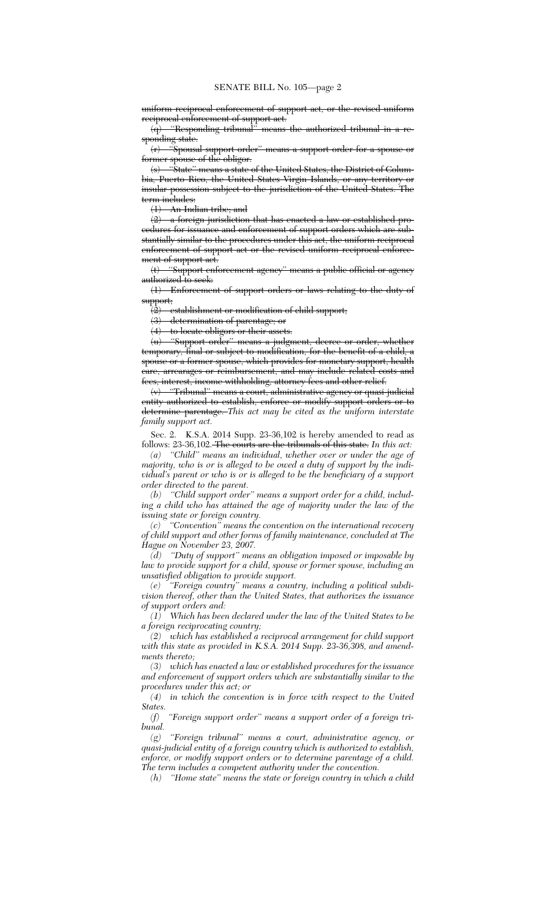~~uniform reciprocal enforcement of support act, or the revised uniform reciprocal enforcement of support act.~~

~~(q) "Responding tribunal" means the authorized tribunal in a responding state.~~

~~(r) "Spousal-support order" means a support order for a spouse or former spouse of the obligor.~~

~~(s) "State" means a state of the United States, the District of Columbia, Puerto Rico, the United States Virgin Islands, or any territory or insular possession subject to the jurisdiction of the United States. The term includes:~~

~~(1) An Indian tribe; and~~

~~(2) a foreign jurisdiction that has enacted a law or established procedures for issuance and enforcement of support orders which are substantially similar to the procedures under this act, the uniform reciprocal enforcement of support act or the revised uniform reciprocal enforcement of support act.~~

~~(t) "Support enforcement agency" means a public official or agency authorized to seek:~~

~~(1) Enforcement of support orders or laws relating to the duty of support;~~

~~(2) establishment or modification of child support;~~

~~(3) determination of parentage; or~~

~~(4) to locate obligors or their assets.~~

~~(u) "Support order" means a judgment, decree or order, whether temporary, final or subject to modification, for the benefit of a child, a spouse or a former spouse, which provides for monetary support, health care, arrearages or reimbursement, and may include related costs and fees, interest, income withholding, attorney fees and other relief.~~

~~(v) "Tribunal" means a court, administrative agency or quasi-judicial entity authorized to establish, enforce or modify support orders or to determine parentage.~~ *This act may be cited as the uniform interstate family support act.*

Sec. 2. K.S.A. 2014 Supp. 23-36,102 is hereby amended to read as follows: 23-36,102. ~~The courts are the tribunals of this state.~~ *In this act:*

*(a) "Child" means an individual, whether over or under the age of majority, who is or is alleged to be owed a duty of support by the individual's parent or who is or is alleged to be the beneficiary of a support order directed to the parent.*

*(b) "Child support order" means a support order for a child, including a child who has attained the age of majority under the law of the issuing state or foreign country.*

*(c) "Convention" means the convention on the international recovery of child support and other forms of family maintenance, concluded at The Hague on November 23, 2007.*

*(d) "Duty of support" means an obligation imposed or imposable by law to provide support for a child, spouse or former spouse, including an unsatisfied obligation to provide support.*

*(e) "Foreign country" means a country, including a political subdivision thereof, other than the United States, that authorizes the issuance of support orders and:*

*(1) Which has been declared under the law of the United States to be a foreign reciprocating country;*

*(2) which has established a reciprocal arrangement for child support with this state as provided in K.S.A. 2014 Supp. 23-36,308, and amendments thereto;*

*(3) which has enacted a law or established procedures for the issuance and enforcement of support orders which are substantially similar to the procedures under this act; or*

*(4) in which the convention is in force with respect to the United States.*

*(f) "Foreign support order" means a support order of a foreign tribunal.*

*(g) "Foreign tribunal" means a court, administrative agency, or quasi-judicial entity of a foreign country which is authorized to establish, enforce, or modify support orders or to determine parentage of a child. The term includes a competent authority under the convention.*

*(h) "Home state" means the state or foreign country in which a child*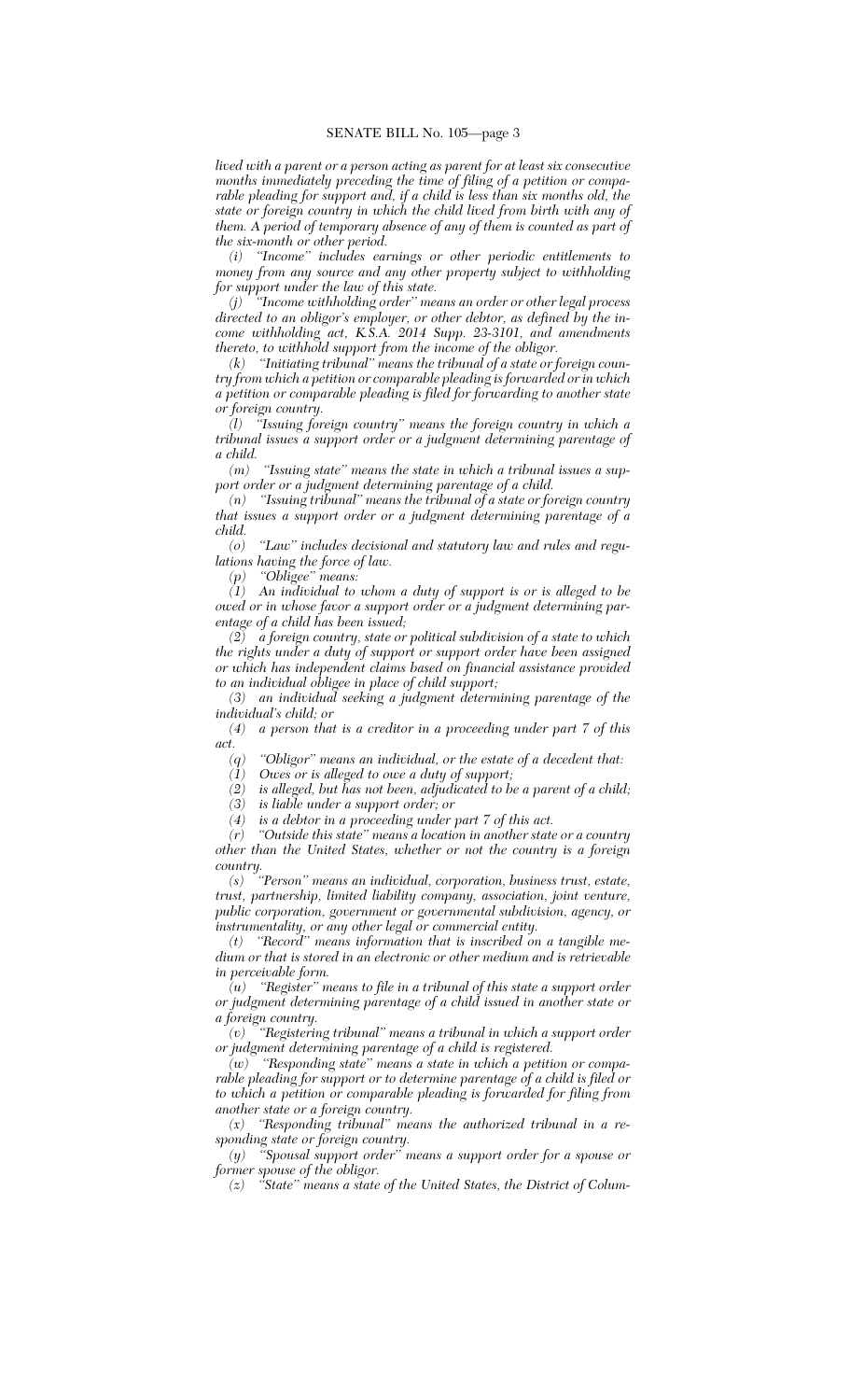*lived with a parent or a person acting as parent for at least six consecutive months immediately preceding the time of filing of a petition or comparable pleading for support and, if a child is less than six months old, the state or foreign country in which the child lived from birth with any of them. A period of temporary absence of any of them is counted as part of the six-month or other period.*

*(i) "Income" includes earnings or other periodic entitlements to money from any source and any other property subject to withholding for support under the law of this state.*

*(j) "Income withholding order" means an order or other legal process directed to an obligor's employer, or other debtor, as defined by the income withholding act, K.S.A. 2014 Supp. 23-3101, and amendments thereto, to withhold support from the income of the obligor.*

*(k) "Initiating tribunal" means the tribunal of a state or foreign country from which a petition or comparable pleading is forwarded or in which a petition or comparable pleading is filed for forwarding to another state or foreign country.*

*(l) "Issuing foreign country" means the foreign country in which a tribunal issues a support order or a judgment determining parentage of a child.*

*(m) "Issuing state" means the state in which a tribunal issues a support order or a judgment determining parentage of a child.*

*(n) "Issuing tribunal" means the tribunal of a state or foreign country that issues a support order or a judgment determining parentage of a child.*

*(o) "Law" includes decisional and statutory law and rules and regulations having the force of law.*

*(p) "Obligee" means:*

*(1) An individual to whom a duty of support is or is alleged to be owed or in whose favor a support order or a judgment determining parentage of a child has been issued;*

*(2) a foreign country, state or political subdivision of a state to which the rights under a duty of support or support order have been assigned or which has independent claims based on financial assistance provided to an individual obligee in place of child support;*

*(3) an individual seeking a judgment determining parentage of the individual's child; or*

*(4) a person that is a creditor in a proceeding under part 7 of this act.*

*(q) "Obligor" means an individual, or the estate of a decedent that:*

*(1) Owes or is alleged to owe a duty of support;*

*(2) is alleged, but has not been, adjudicated to be a parent of a child;*

*(3) is liable under a support order; or*

*(4) is a debtor in a proceeding under part 7 of this act.*

*(r) "Outside this state" means a location in another state or a country other than the United States, whether or not the country is a foreign country.*

*(s) "Person" means an individual, corporation, business trust, estate, trust, partnership, limited liability company, association, joint venture, public corporation, government or governmental subdivision, agency, or instrumentality, or any other legal or commercial entity.*

*(t) "Record" means information that is inscribed on a tangible medium or that is stored in an electronic or other medium and is retrievable in perceivable form.*

*(u) "Register" means to file in a tribunal of this state a support order or judgment determining parentage of a child issued in another state or a foreign country.*

*(v) "Registering tribunal" means a tribunal in which a support order or judgment determining parentage of a child is registered.*

*(w) "Responding state" means a state in which a petition or comparable pleading for support or to determine parentage of a child is filed or to which a petition or comparable pleading is forwarded for filing from another state or a foreign country.*

*(x) "Responding tribunal" means the authorized tribunal in a responding state or foreign country.*

*(y) "Spousal support order" means a support order for a spouse or former spouse of the obligor.*

*(z) "State" means a state of the United States, the District of Colum-*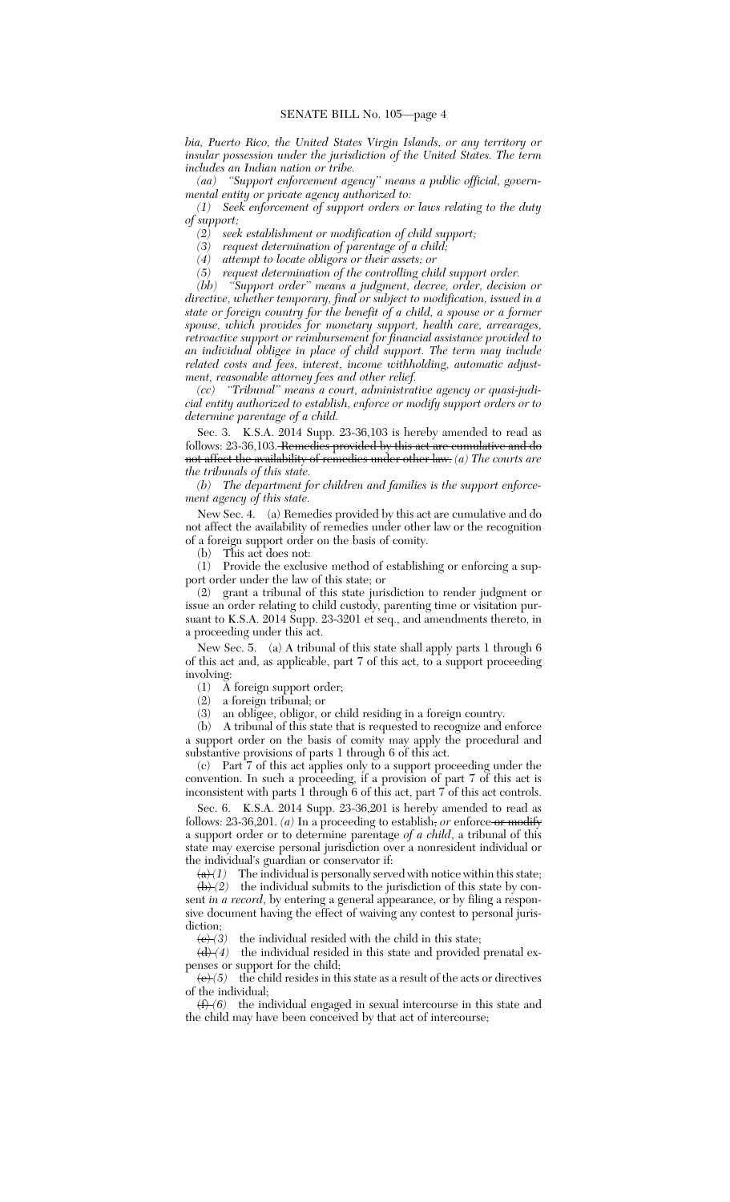*bia, Puerto Rico, the United States Virgin Islands, or any territory or insular possession under the jurisdiction of the United States. The term includes an Indian nation or tribe.*

*(aa) "Support enforcement agency" means a public official, governmental entity or private agency authorized to:*

*(1) Seek enforcement of support orders or laws relating to the duty of support;*

*(2) seek establishment or modification of child support;*

*(3) request determination of parentage of a child;*

*(4) attempt to locate obligors or their assets; or*

*(5) request determination of the controlling child support order.*

*(bb) "Support order" means a judgment, decree, order, decision or directive, whether temporary, final or subject to modification, issued in a state or foreign country for the benefit of a child, a spouse or a former spouse, which provides for monetary support, health care, arrearages, retroactive support or reimbursement for financial assistance provided to an individual obligee in place of child support. The term may include related costs and fees, interest, income withholding, automatic adjustment, reasonable attorney fees and other relief.*

*(cc) "Tribunal" means a court, administrative agency or quasi-judicial entity authorized to establish, enforce or modify support orders or to determine parentage of a child.*

Sec. 3. K.S.A. 2014 Supp. 23-36,103 is hereby amended to read as follows: 23-36,103. ~~Remedies provided by this act are cumulative and do not affect the availability of remedies under other law.~~ *(a) The courts are the tribunals of this state.*

*(b) The department for children and families is the support enforcement agency of this state.*

New Sec. 4. (a) Remedies provided by this act are cumulative and do not affect the availability of remedies under other law or the recognition of a foreign support order on the basis of comity.

(b) This act does not:

(1) Provide the exclusive method of establishing or enforcing a support order under the law of this state; or

(2) grant a tribunal of this state jurisdiction to render judgment or issue an order relating to child custody, parenting time or visitation pursuant to K.S.A. 2014 Supp. 23-3201 et seq., and amendments thereto, in a proceeding under this act.

New Sec. 5. (a) A tribunal of this state shall apply parts 1 through 6 of this act and, as applicable, part 7 of this act, to a support proceeding involving:

(1) A foreign support order;

(2) a foreign tribunal; or

(3) an obligee, obligor, or child residing in a foreign country.

(b) A tribunal of this state that is requested to recognize and enforce a support order on the basis of comity may apply the procedural and substantive provisions of parts 1 through 6 of this act.

(c) Part 7 of this act applies only to a support proceeding under the convention. In such a proceeding, if a provision of part 7 of this act is inconsistent with parts 1 through 6 of this act, part 7 of this act controls.

Sec. 6. K.S.A. 2014 Supp. 23-36,201 is hereby amended to read as follows: 23-36,201. *(a)* In a proceeding to establish~~,~~ *or* enforce ~~or modify~~ a support order or to determine parentage *of a child*, a tribunal of this state may exercise personal jurisdiction over a nonresident individual or the individual's guardian or conservator if:

~~(a)~~ *(1)* The individual is personally served with notice within this state;

~~(b)~~ *(2)* the individual submits to the jurisdiction of this state by consent *in a record*, by entering a general appearance, or by filing a responsive document having the effect of waiving any contest to personal jurisdiction;

~~(c)~~ *(3)* the individual resided with the child in this state;

~~(d)~~ *(4)* the individual resided in this state and provided prenatal expenses or support for the child;

~~(e)~~ *(5)* the child resides in this state as a result of the acts or directives of the individual;

~~(f)~~ *(6)* the individual engaged in sexual intercourse in this state and the child may have been conceived by that act of intercourse;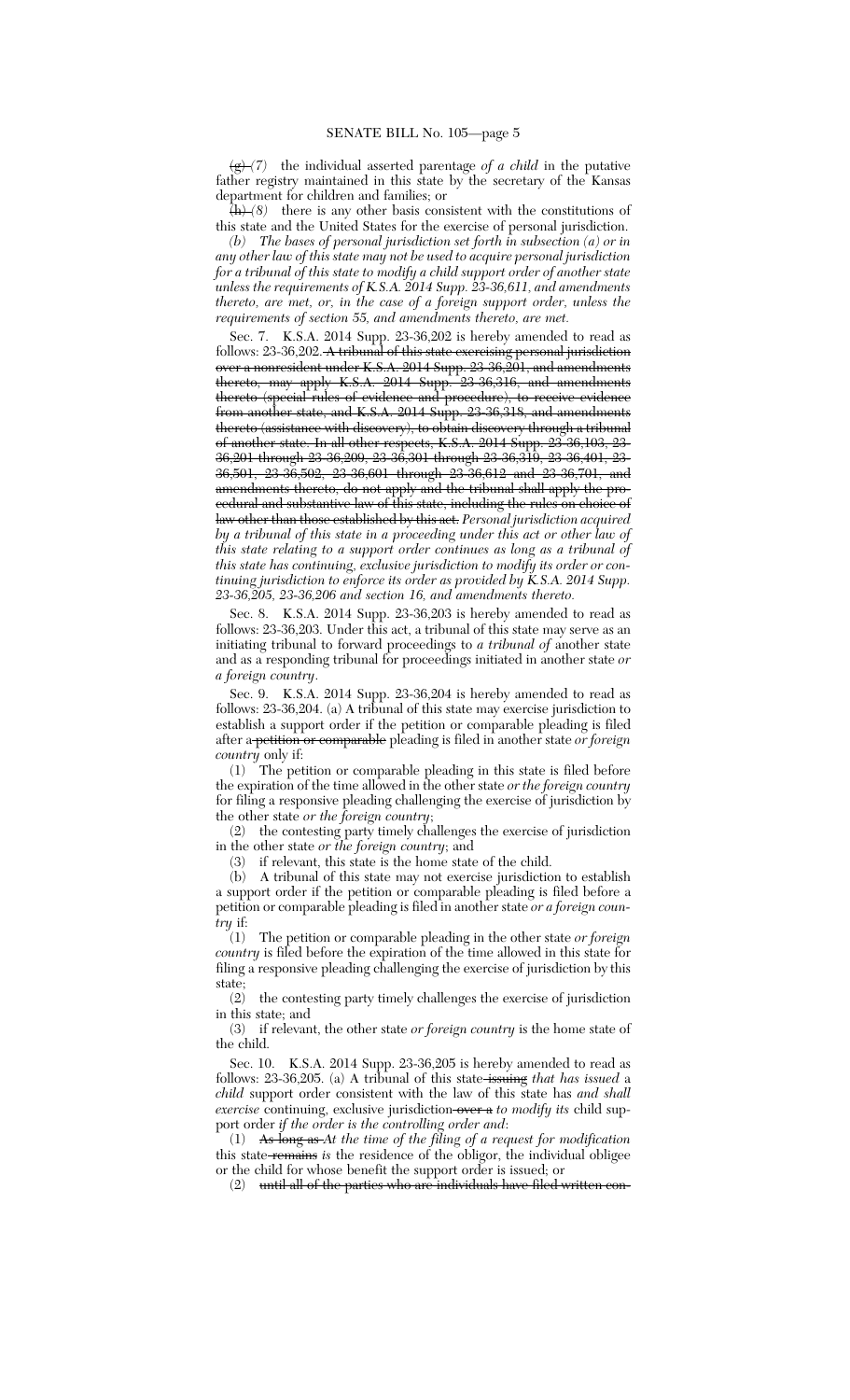~~(g)~~ *(7)* the individual asserted parentage *of a child* in the putative father registry maintained in this state by the secretary of the Kansas department for children and families; or

~~(h)~~ *(8)* there is any other basis consistent with the constitutions of this state and the United States for the exercise of personal jurisdiction.

*(b) The bases of personal jurisdiction set forth in subsection (a) or in any other law of this state may not be used to acquire personal jurisdiction for a tribunal of this state to modify a child support order of another state unless the requirements of K.S.A. 2014 Supp. 23-36,611, and amendments thereto, are met, or, in the case of a foreign support order, unless the requirements of section 55, and amendments thereto, are met.*

Sec. 7. K.S.A. 2014 Supp. 23-36,202 is hereby amended to read as follows: 23-36,202. ~~A tribunal of this state exercising personal jurisdiction over a nonresident under K.S.A. 2014 Supp. 23-36,201, and amendments thereto, may apply K.S.A. 2014 Supp. 23-36,316, and amendments thereto (special rules of evidence and procedure), to receive evidence from another state, and K.S.A. 2014 Supp. 23-36,318, and amendments thereto (assistance with discovery), to obtain discovery through a tribunal of another state. In all other respects, K.S.A. 2014 Supp. 23-36,103, 23-36,201 through 23-36,209, 23-36,301 through 23-36,319, 23-36,401, 23-36,501, 23-36,502, 23-36,601 through 23-36,612 and 23-36,701, and amendments thereto, do not apply and the tribunal shall apply the procedural and substantive law of this state, including the rules on choice of law other than those established by this act.~~ *Personal jurisdiction acquired by a tribunal of this state in a proceeding under this act or other law of this state relating to a support order continues as long as a tribunal of this state has continuing, exclusive jurisdiction to modify its order or continuing jurisdiction to enforce its order as provided by K.S.A. 2014 Supp. 23-36,205, 23-36,206 and section 16, and amendments thereto.*

Sec. 8. K.S.A. 2014 Supp. 23-36,203 is hereby amended to read as follows: 23-36,203. Under this act, a tribunal of this state may serve as an initiating tribunal to forward proceedings to *a tribunal of* another state and as a responding tribunal for proceedings initiated in another state *or a foreign country*.

Sec. 9. K.S.A. 2014 Supp. 23-36,204 is hereby amended to read as follows: 23-36,204. (a) A tribunal of this state may exercise jurisdiction to establish a support order if the petition or comparable pleading is filed after a ~~petition or comparable~~ pleading is filed in another state *or foreign country* only if:

(1) The petition or comparable pleading in this state is filed before the expiration of the time allowed in the other state *or the foreign country* for filing a responsive pleading challenging the exercise of jurisdiction by the other state *or the foreign country*;

(2) the contesting party timely challenges the exercise of jurisdiction in the other state *or the foreign country*; and

(3) if relevant, this state is the home state of the child.

(b) A tribunal of this state may not exercise jurisdiction to establish a support order if the petition or comparable pleading is filed before a petition or comparable pleading is filed in another state *or a foreign country* if:

(1) The petition or comparable pleading in the other state *or foreign country* is filed before the expiration of the time allowed in this state for filing a responsive pleading challenging the exercise of jurisdiction by this state;

(2) the contesting party timely challenges the exercise of jurisdiction in this state; and

(3) if relevant, the other state *or foreign country* is the home state of the child.

Sec. 10. K.S.A. 2014 Supp. 23-36,205 is hereby amended to read as follows: 23-36,205. (a) A tribunal of this state ~~issuing~~ *that has issued* a *child* support order consistent with the law of this state has *and shall exercise* continuing, exclusive jurisdiction ~~over a~~ *to modify its* child support order *if the order is the controlling order and*:

(1) ~~As long as~~ *At the time of the filing of a request for modification* this state ~~remains~~ *is* the residence of the obligor, the individual obligee or the child for whose benefit the support order is issued; or

(2) ~~until all of the parties who are individuals have filed written con-~~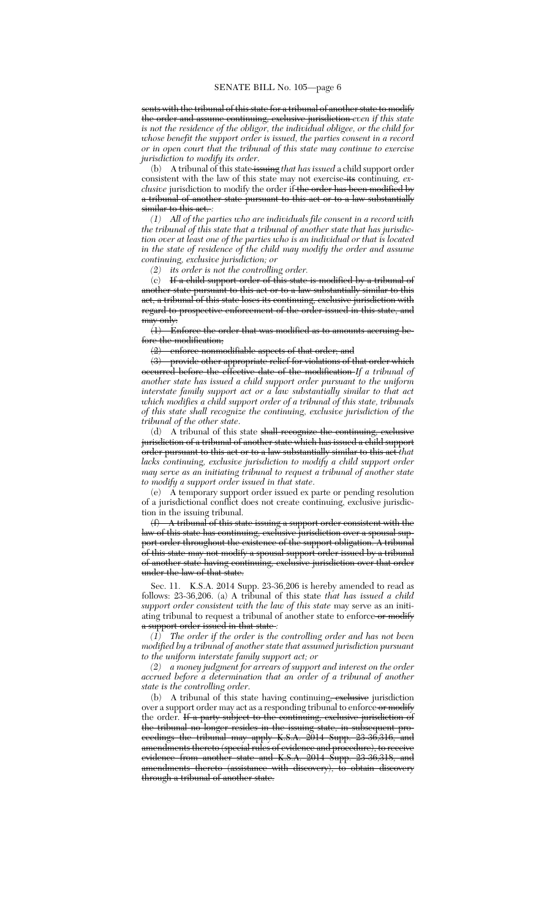sents with the tribunal of this state for a tribunal of another state to modify the order and assume continuing, exclusive jurisdiction *even if this state is not the residence of the obligor, the individual obligee, or the child for whose benefit the support order is issued, the parties consent in a record or in open court that the tribunal of this state may continue to exercise jurisdiction to modify its order.*

(b) A tribunal of this state issuing *that has issued* a child support order consistent with the law of this state may not exercise its continuing, *exclusive* jurisdiction to modify the order if the order has been modified by a tribunal of another state pursuant to this act or to a law substantially similar to this act. *:*

*(1) All of the parties who are individuals file consent in a record with the tribunal of this state that a tribunal of another state that has jurisdiction over at least one of the parties who is an individual or that is located in the state of residence of the child may modify the order and assume continuing, exclusive jurisdiction; or*

*(2) its order is not the controlling order.*

(c) If a child support order of this state is modified by a tribunal of another state pursuant to this act or to a law substantially similar to this act, a tribunal of this state loses its continuing, exclusive jurisdiction with regard to prospective enforcement of the order issued in this state, and may only:

(1) Enforce the order that was modified as to amounts accruing before the modification;

(2) enforce nonmodifiable aspects of that order; and

(3) provide other appropriate relief for violations of that order which occurred before the effective date of the modification *If a tribunal of another state has issued a child support order pursuant to the uniform interstate family support act or a law substantially similar to that act which modifies a child support order of a tribunal of this state, tribunals of this state shall recognize the continuing, exclusive jurisdiction of the tribunal of the other state.*

(d) A tribunal of this state shall recognize the continuing, exclusive jurisdiction of a tribunal of another state which has issued a child support order pursuant to this act or to a law substantially similar to this act *that lacks continuing, exclusive jurisdiction to modify a child support order may serve as an initiating tribunal to request a tribunal of another state to modify a support order issued in that state.*

(e) A temporary support order issued ex parte or pending resolution of a jurisdictional conflict does not create continuing, exclusive jurisdiction in the issuing tribunal.

(f) A tribunal of this state issuing a support order consistent with the law of this state has continuing, exclusive jurisdiction over a spousal support order throughout the existence of the support obligation. A tribunal of this state may not modify a spousal support order issued by a tribunal of another state having continuing, exclusive jurisdiction over that order under the law of that state.

Sec. 11. K.S.A. 2014 Supp. 23-36,206 is hereby amended to read as follows: 23-36,206. (a) A tribunal of this state *that has issued a child support order consistent with the law of this state* may serve as an initiating tribunal to request a tribunal of another state to enforce or modify a support order issued in that state. *:*

*(1) The order if the order is the controlling order and has not been modified by a tribunal of another state that assumed jurisdiction pursuant to the uniform interstate family support act; or*

*(2) a money judgment for arrears of support and interest on the order accrued before a determination that an order of a tribunal of another state is the controlling order.*

(b) A tribunal of this state having continuing, exclusive jurisdiction over a support order may act as a responding tribunal to enforce or modify the order. If a party subject to the continuing, exclusive jurisdiction of the tribunal no longer resides in the issuing state, in subsequent proceedings the tribunal may apply K.S.A. 2014 Supp. 23-36,316, and amendments thereto (special rules of evidence and procedure), to receive evidence from another state and K.S.A. 2014 Supp. 23-36,318, and amendments thereto (assistance with discovery), to obtain discovery through a tribunal of another state.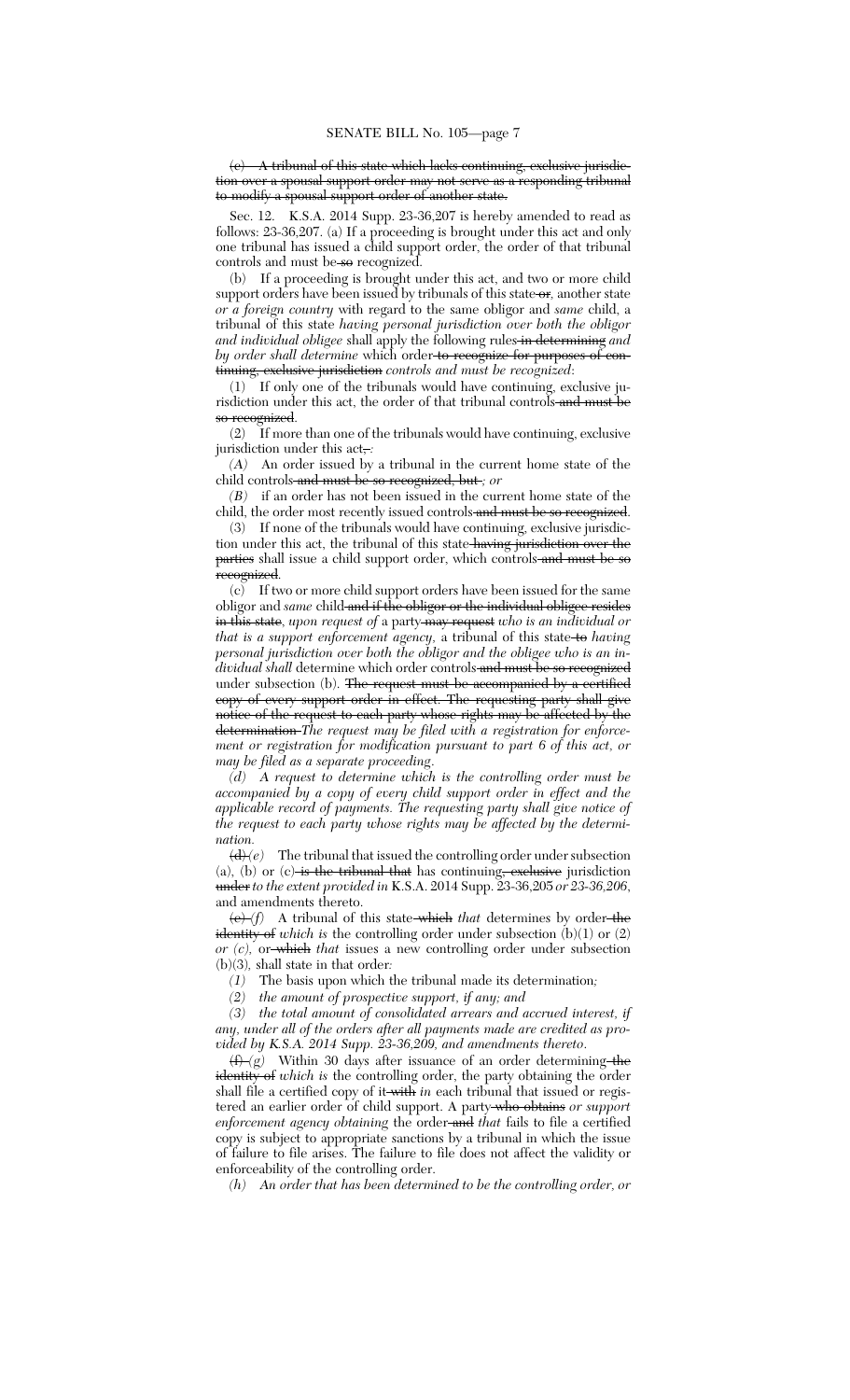~~(c) A tribunal of this state which lacks continuing, exclusive jurisdiction over a spousal support order may not serve as a responding tribunal to modify a spousal support order of another state.~~

Sec. 12. K.S.A. 2014 Supp. 23-36,207 is hereby amended to read as follows: 23-36,207. (a) If a proceeding is brought under this act and only one tribunal has issued a child support order, the order of that tribunal controls and must be ~~so~~ recognized.

(b) If a proceeding is brought under this act, and two or more child support orders have been issued by tribunals of this state ~~or~~, another state *or a foreign country* with regard to the same obligor and *same* child, a tribunal of this state *having personal jurisdiction over both the obligor and individual obligee* shall apply the following rules ~~in determining~~ *and by order shall determine* which order ~~to recognize for purposes of continuing, exclusive jurisdiction~~ *controls and must be recognized*:

(1) If only one of the tribunals would have continuing, exclusive jurisdiction under this act, the order of that tribunal controls ~~and must be so recognized~~.

(2) If more than one of the tribunals would have continuing, exclusive jurisdiction under this act~~,~~ *:*

*(A)* An order issued by a tribunal in the current home state of the child controls ~~and must be so recognized, but~~ *; or*

*(B)* if an order has not been issued in the current home state of the child, the order most recently issued controls ~~and must be so recognized~~.

(3) If none of the tribunals would have continuing, exclusive jurisdiction under this act, the tribunal of this state ~~having jurisdiction over the parties~~ shall issue a child support order, which controls ~~and must be so recognized~~.

(c) If two or more child support orders have been issued for the same obligor and *same* child ~~and if the obligor or the individual obligee resides in this state~~, *upon request of* a party ~~may request~~ *who is an individual or that is a support enforcement agency*, a tribunal of this state ~~to~~ *having personal jurisdiction over both the obligor and the obligee who is an individual shall* determine which order controls ~~and must be so recognized~~ under subsection (b). ~~The request must be accompanied by a certified copy of every support order in effect. The requesting party shall give notice of the request to each party whose rights may be affected by the determination.~~ *The request may be filed with a registration for enforcement or registration for modification pursuant to part 6 of this act, or may be filed as a separate proceeding.*

*(d) A request to determine which is the controlling order must be accompanied by a copy of every child support order in effect and the applicable record of payments. The requesting party shall give notice of the request to each party whose rights may be affected by the determination.*

~~(d)~~ *(e)* The tribunal that issued the controlling order under subsection (a), (b) or (c) ~~is the tribunal that~~ has continuing~~, exclusive~~ jurisdiction ~~under~~ *to the extent provided in* K.S.A. 2014 Supp. 23-36,205 *or 23-36,206*, and amendments thereto.

~~(e)~~ *(f)* A tribunal of this state ~~which~~ *that* determines by order ~~the identity of~~ *which is* the controlling order under subsection (b)(1) or (2) *or (c)*, or ~~which~~ *that* issues a new controlling order under subsection (b)(3), shall state in that order*:*

*(1)* The basis upon which the tribunal made its determination*;*

*(2) the amount of prospective support, if any; and*

*(3) the total amount of consolidated arrears and accrued interest, if any, under all of the orders after all payments made are credited as provided by K.S.A. 2014 Supp. 23-36,209, and amendments thereto.*

~~(f)~~ *(g)* Within 30 days after issuance of an order determining ~~the identity of~~ *which is* the controlling order, the party obtaining the order shall file a certified copy of it ~~with~~ *in* each tribunal that issued or registered an earlier order of child support. A party ~~who obtains~~ *or support enforcement agency obtaining* the order ~~and~~ *that* fails to file a certified copy is subject to appropriate sanctions by a tribunal in which the issue of failure to file arises. The failure to file does not affect the validity or enforceability of the controlling order.

*(h) An order that has been determined to be the controlling order, or*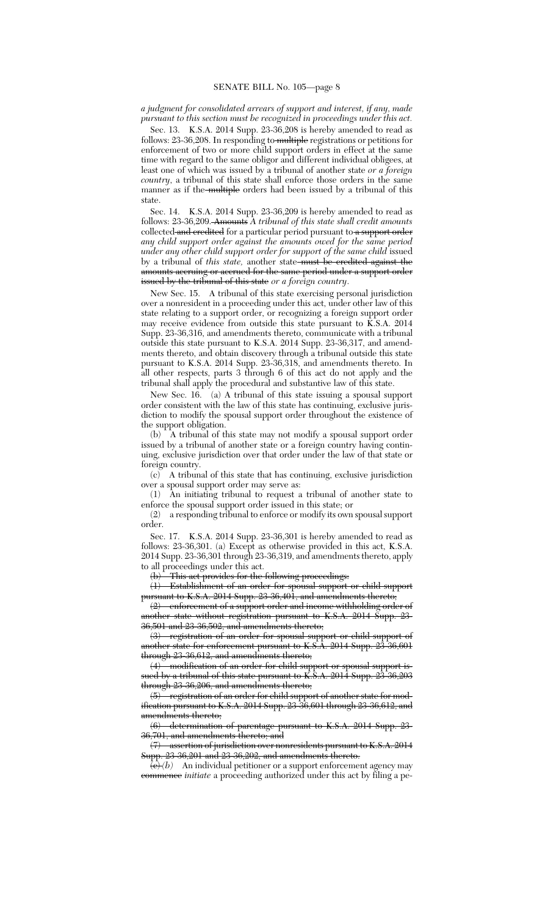*a judgment for consolidated arrears of support and interest, if any, made pursuant to this section must be recognized in proceedings under this act.*

Sec. 13. K.S.A. 2014 Supp. 23-36,208 is hereby amended to read as follows: 23-36,208. In responding to ~~multiple~~ registrations or petitions for enforcement of two or more child support orders in effect at the same time with regard to the same obligor and different individual obligees, at least one of which was issued by a tribunal of another state *or a foreign country*, a tribunal of this state shall enforce those orders in the same manner as if the ~~multiple~~ orders had been issued by a tribunal of this state.

Sec. 14. K.S.A. 2014 Supp. 23-36,209 is hereby amended to read as follows: 23-36,209. ~~Amounts~~ *A tribunal of this state shall credit amounts* collected ~~and credited~~ for a particular period pursuant to ~~a support order~~ *any child support order against the amounts owed for the same period under any other child support order for support of the same child* issued by a tribunal of *this state,* another state ~~must be credited against the amounts accruing or accrued for the same period under a support order issued by the tribunal of this state~~ *or a foreign country*.

New Sec. 15. A tribunal of this state exercising personal jurisdiction over a nonresident in a proceeding under this act, under other law of this state relating to a support order, or recognizing a foreign support order may receive evidence from outside this state pursuant to K.S.A. 2014 Supp. 23-36,316, and amendments thereto, communicate with a tribunal outside this state pursuant to K.S.A. 2014 Supp. 23-36,317, and amendments thereto, and obtain discovery through a tribunal outside this state pursuant to K.S.A. 2014 Supp. 23-36,318, and amendments thereto. In all other respects, parts 3 through 6 of this act do not apply and the tribunal shall apply the procedural and substantive law of this state.

New Sec. 16. (a) A tribunal of this state issuing a spousal support order consistent with the law of this state has continuing, exclusive jurisdiction to modify the spousal support order throughout the existence of the support obligation.

(b) A tribunal of this state may not modify a spousal support order issued by a tribunal of another state or a foreign country having continuing, exclusive jurisdiction over that order under the law of that state or foreign country.

(c) A tribunal of this state that has continuing, exclusive jurisdiction over a spousal support order may serve as:

(1) An initiating tribunal to request a tribunal of another state to enforce the spousal support order issued in this state; or

(2) a responding tribunal to enforce or modify its own spousal support order.

Sec. 17. K.S.A. 2014 Supp. 23-36,301 is hereby amended to read as follows: 23-36,301. (a) Except as otherwise provided in this act, K.S.A. 2014 Supp. 23-36,301 through 23-36,319, and amendments thereto, apply to all proceedings under this act.

~~(b) This act provides for the following proceedings:~~

~~(1) Establishment of an order for spousal support or child support pursuant to K.S.A. 2014 Supp. 23-36,401, and amendments thereto;~~

~~(2) enforcement of a support order and income withholding order of another state without registration pursuant to K.S.A. 2014 Supp. 23-36,501 and 23-36,502, and amendments thereto;~~

~~(3) registration of an order for spousal support or child support of another state for enforcement pursuant to K.S.A. 2014 Supp. 23-36,601 through 23-36,612, and amendments thereto;~~

~~(4) modification of an order for child support or spousal support issued by a tribunal of this state pursuant to K.S.A. 2014 Supp. 23-36,203 through 23-36,206, and amendments thereto;~~

~~(5) registration of an order for child support of another state for modification pursuant to K.S.A. 2014 Supp. 23-36,601 through 23-36,612, and amendments thereto;~~

~~(6) determination of parentage pursuant to K.S.A. 2014 Supp. 23-36,701, and amendments thereto; and~~

~~(7) assertion of jurisdiction over nonresidents pursuant to K.S.A. 2014 Supp. 23-36,201 and 23-36,202, and amendments thereto.~~

~~(c)~~*(b)* An individual petitioner or a support enforcement agency may ~~commence~~ *initiate* a proceeding authorized under this act by filing a pe-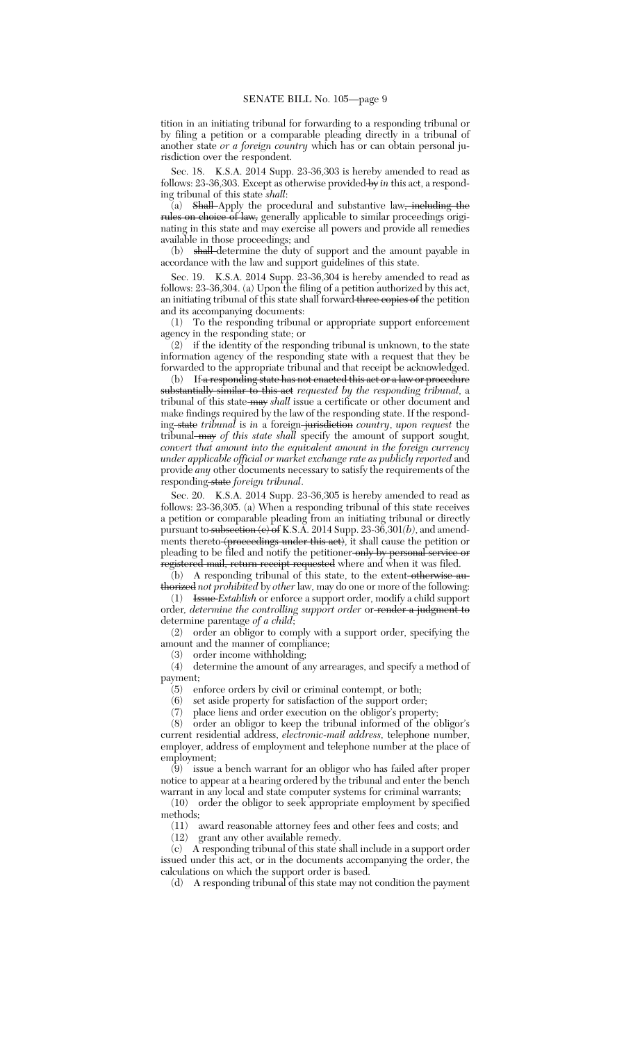tition in an initiating tribunal for forwarding to a responding tribunal or by filing a petition or a comparable pleading directly in a tribunal of another state *or a foreign country* which has or can obtain personal jurisdiction over the respondent.

Sec. 18. K.S.A. 2014 Supp. 23-36,303 is hereby amended to read as follows: 23-36,303. Except as otherwise provided ~~by~~ *in* this act, a responding tribunal of this state *shall*:

(a) ~~Shall~~ Apply the procedural and substantive law~~, including the rules on choice of law,~~ generally applicable to similar proceedings originating in this state and may exercise all powers and provide all remedies available in those proceedings; and

(b) ~~shall~~ determine the duty of support and the amount payable in accordance with the law and support guidelines of this state.

Sec. 19. K.S.A. 2014 Supp. 23-36,304 is hereby amended to read as follows: 23-36,304. (a) Upon the filing of a petition authorized by this act, an initiating tribunal of this state shall forward ~~three copies of~~ the petition and its accompanying documents:

(1) To the responding tribunal or appropriate support enforcement agency in the responding state; or

(2) if the identity of the responding tribunal is unknown, to the state information agency of the responding state with a request that they be forwarded to the appropriate tribunal and that receipt be acknowledged.

(b) If ~~a responding state has not enacted this act or a law or procedure substantially similar to this act~~ *requested by the responding tribunal*, a tribunal of this state ~~may~~ *shall* issue a certificate or other document and make findings required by the law of the responding state. If the responding ~~state~~ *tribunal* is *in* a foreign ~~jurisdiction~~ *country, upon request* the tribunal ~~may~~ *of this state shall* specify the amount of support sought, *convert that amount into the equivalent amount in the foreign currency under applicable official or market exchange rate as publicly reported* and provide *any* other documents necessary to satisfy the requirements of the responding ~~state~~ *foreign tribunal*.

Sec. 20. K.S.A. 2014 Supp. 23-36,305 is hereby amended to read as follows: 23-36,305. (a) When a responding tribunal of this state receives a petition or comparable pleading from an initiating tribunal or directly pursuant to ~~subsection (c) of~~ K.S.A. 2014 Supp. 23-36,301*(b)*, and amendments thereto ~~(proceedings under this act)~~, it shall cause the petition or pleading to be filed and notify the petitioner ~~only by personal service or registered mail, return receipt requested~~ where and when it was filed.

(b) A responding tribunal of this state, to the extent ~~otherwise authorized~~ *not prohibited* by *other* law, may do one or more of the following:

(1) ~~Issue~~ *Establish* or enforce a support order, modify a child support order, *determine the controlling support order* or ~~render a judgment to~~ determine parentage *of a child*;

(2) order an obligor to comply with a support order, specifying the amount and the manner of compliance;

(3) order income withholding;

(4) determine the amount of any arrearages, and specify a method of payment;

(5) enforce orders by civil or criminal contempt, or both;

(6) set aside property for satisfaction of the support order;

(7) place liens and order execution on the obligor's property;

(8) order an obligor to keep the tribunal informed of the obligor's current residential address, *electronic-mail address*, telephone number, employer, address of employment and telephone number at the place of employment;

(9) issue a bench warrant for an obligor who has failed after proper notice to appear at a hearing ordered by the tribunal and enter the bench warrant in any local and state computer systems for criminal warrants;

(10) order the obligor to seek appropriate employment by specified methods;

(11) award reasonable attorney fees and other fees and costs; and

(12) grant any other available remedy.

(c) A responding tribunal of this state shall include in a support order issued under this act, or in the documents accompanying the order, the calculations on which the support order is based.

(d) A responding tribunal of this state may not condition the payment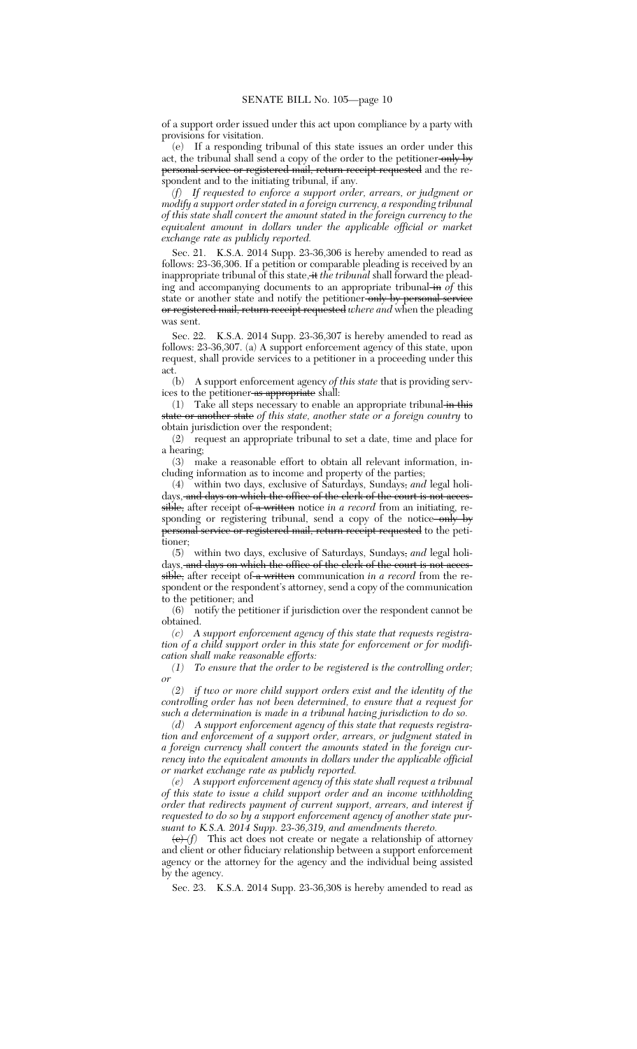of a support order issued under this act upon compliance by a party with provisions for visitation.

(e) If a responding tribunal of this state issues an order under this act, the tribunal shall send a copy of the order to the petitioner ~~only by personal service or registered mail, return receipt requested~~ and the respondent and to the initiating tribunal, if any.

*(f) If requested to enforce a support order, arrears, or judgment or modify a support order stated in a foreign currency, a responding tribunal of this state shall convert the amount stated in the foreign currency to the equivalent amount in dollars under the applicable official or market exchange rate as publicly reported.*

Sec. 21. K.S.A. 2014 Supp. 23-36,306 is hereby amended to read as follows: 23-36,306. If a petition or comparable pleading is received by an inappropriate tribunal of this state, ~~it~~ *the tribunal* shall forward the pleading and accompanying documents to an appropriate tribunal ~~in~~ *of* this state or another state and notify the petitioner ~~only by personal service or registered mail, return receipt requested~~ *where and* when the pleading was sent.

Sec. 22. K.S.A. 2014 Supp. 23-36,307 is hereby amended to read as follows: 23-36,307. (a) A support enforcement agency of this state, upon request, shall provide services to a petitioner in a proceeding under this act.

(b) A support enforcement agency *of this state* that is providing services to the petitioner ~~as appropriate~~ shall:

(1) Take all steps necessary to enable an appropriate tribunal ~~in this state or another state~~ *of this state, another state or a foreign country* to obtain jurisdiction over the respondent;

(2) request an appropriate tribunal to set a date, time and place for a hearing;

(3) make a reasonable effort to obtain all relevant information, including information as to income and property of the parties;

(4) within two days, exclusive of Saturdays, Sundays~~,~~ *and* legal holidays, ~~and days on which the office of the clerk of the court is not accessible,~~ after receipt of ~~a written~~ notice *in a record* from an initiating, responding or registering tribunal, send a copy of the notice ~~only by personal service or registered mail, return receipt requested~~ to the petitioner;

(5) within two days, exclusive of Saturdays, Sundays~~,~~ *and* legal holidays, ~~and days on which the office of the clerk of the court is not accessible,~~ after receipt of ~~a written~~ communication *in a record* from the respondent or the respondent's attorney, send a copy of the communication to the petitioner; and

(6) notify the petitioner if jurisdiction over the respondent cannot be obtained.

*(c) A support enforcement agency of this state that requests registration of a child support order in this state for enforcement or for modification shall make reasonable efforts:*

*(1) To ensure that the order to be registered is the controlling order; or*

*(2) if two or more child support orders exist and the identity of the controlling order has not been determined, to ensure that a request for such a determination is made in a tribunal having jurisdiction to do so.*

*(d) A support enforcement agency of this state that requests registration and enforcement of a support order, arrears, or judgment stated in a foreign currency shall convert the amounts stated in the foreign currency into the equivalent amounts in dollars under the applicable official or market exchange rate as publicly reported.*

*(e) A support enforcement agency of this state shall request a tribunal of this state to issue a child support order and an income withholding order that redirects payment of current support, arrears, and interest if requested to do so by a support enforcement agency of another state pursuant to K.S.A. 2014 Supp. 23-36,319, and amendments thereto.*

~~(c)~~ *(f)* This act does not create or negate a relationship of attorney and client or other fiduciary relationship between a support enforcement agency or the attorney for the agency and the individual being assisted by the agency.

Sec. 23. K.S.A. 2014 Supp. 23-36,308 is hereby amended to read as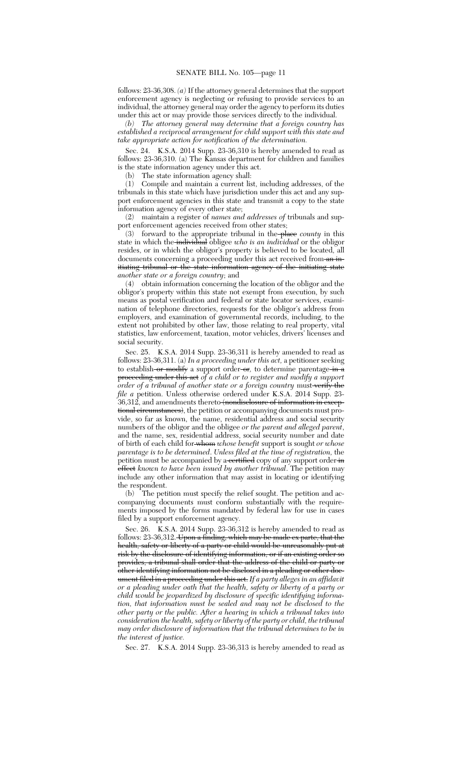follows: 23-36,308. *(a)* If the attorney general determines that the support enforcement agency is neglecting or refusing to provide services to an individual, the attorney general may order the agency to perform its duties under this act or may provide those services directly to the individual.

*(b) The attorney general may determine that a foreign country has established a reciprocal arrangement for child support with this state and take appropriate action for notification of the determination.*

Sec. 24. K.S.A. 2014 Supp. 23-36,310 is hereby amended to read as follows: 23-36,310. (a) The Kansas department for children and families is the state information agency under this act.

(b) The state information agency shall:

(1) Compile and maintain a current list, including addresses, of the tribunals in this state which have jurisdiction under this act and any support enforcement agencies in this state and transmit a copy to the state information agency of every other state;

(2) maintain a register of *names and addresses of* tribunals and support enforcement agencies received from other states;

(3) forward to the appropriate tribunal in the ~~place~~ *county* in this state in which the ~~individual~~ obligee *who is an individual* or the obligor resides, or in which the obligor's property is believed to be located, all documents concerning a proceeding under this act received from ~~an initiating tribunal or the state information agency of the initiating state~~ *another state or a foreign country*; and

(4) obtain information concerning the location of the obligor and the obligor's property within this state not exempt from execution, by such means as postal verification and federal or state locator services, examination of telephone directories, requests for the obligor's address from employers, and examination of governmental records, including, to the extent not prohibited by other law, those relating to real property, vital statistics, law enforcement, taxation, motor vehicles, drivers' licenses and social security.

Sec. 25. K.S.A. 2014 Supp. 23-36,311 is hereby amended to read as follows: 23-36,311. (a) *In a proceeding under this act,* a petitioner seeking to establish ~~or modify~~ a support order ~~or~~, to determine parentage ~~in a proceeding under this act~~ *of a child or to register and modify a support order of a tribunal of another state or a foreign country* must ~~verify the~~ *file a* petition. Unless otherwise ordered under K.S.A. 2014 Supp. 23-36,312, and amendments thereto ~~(nondisclosure of information in exceptional circumstances)~~, the petition or accompanying documents must provide, so far as known, the name, residential address and social security numbers of the obligor and the obligee *or the parent and alleged parent*, and the name, sex, residential address, social security number and date of birth of each child for ~~whom~~ *whose benefit* support is sought *or whose parentage is to be determined. Unless filed at the time of registration,* the petition must be accompanied by a ~~certified~~ copy of any support order ~~in effect~~ *known to have been issued by another tribunal*. The petition may include any other information that may assist in locating or identifying the respondent.

(b) The petition must specify the relief sought. The petition and accompanying documents must conform substantially with the requirements imposed by the forms mandated by federal law for use in cases filed by a support enforcement agency.

Sec. 26. K.S.A. 2014 Supp. 23-36,312 is hereby amended to read as follows: 23-36,312. ~~Upon a finding, which may be made ex parte, that the health, safety or liberty of a party or child would be unreasonably put at risk by the disclosure of identifying information, or if an existing order so provides, a tribunal shall order that the address of the child or party or other identifying information not be disclosed in a pleading or other document filed in a proceeding under this act.~~ *If a party alleges in an affidavit or a pleading under oath that the health, safety or liberty of a party or child would be jeopardized by disclosure of specific identifying information, that information must be sealed and may not be disclosed to the other party or the public. After a hearing in which a tribunal takes into consideration the health, safety or liberty of the party or child, the tribunal may order disclosure of information that the tribunal determines to be in the interest of justice.*

Sec. 27. K.S.A. 2014 Supp. 23-36,313 is hereby amended to read as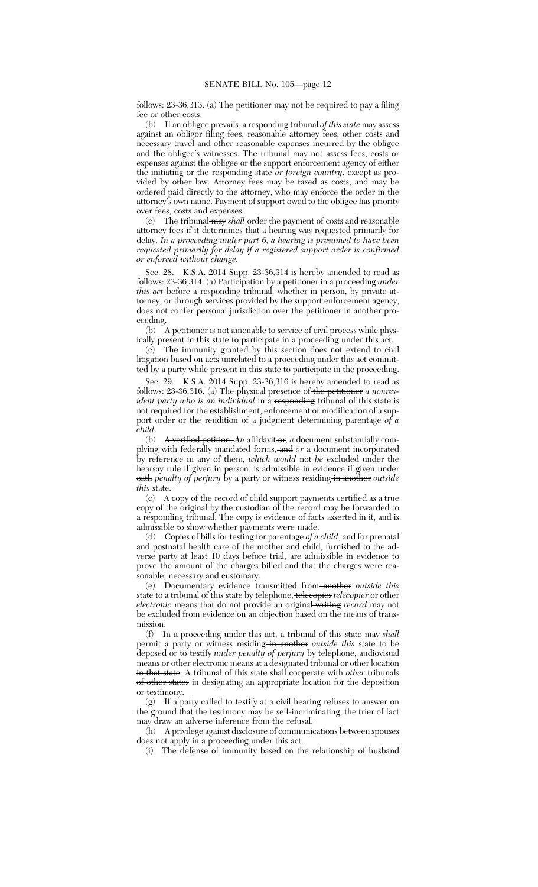follows: 23-36,313. (a) The petitioner may not be required to pay a filing fee or other costs.

(b) If an obligee prevails, a responding tribunal *of this state* may assess against an obligor filing fees, reasonable attorney fees, other costs and necessary travel and other reasonable expenses incurred by the obligee and the obligee's witnesses. The tribunal may not assess fees, costs or expenses against the obligee or the support enforcement agency of either the initiating or the responding state *or foreign country*, except as provided by other law. Attorney fees may be taxed as costs, and may be ordered paid directly to the attorney, who may enforce the order in the attorney's own name. Payment of support owed to the obligee has priority over fees, costs and expenses.

(c) The tribunal ~~may~~ *shall* order the payment of costs and reasonable attorney fees if it determines that a hearing was requested primarily for delay. *In a proceeding under part 6, a hearing is presumed to have been requested primarily for delay if a registered support order is confirmed or enforced without change.*

Sec. 28. K.S.A. 2014 Supp. 23-36,314 is hereby amended to read as follows: 23-36,314. (a) Participation by a petitioner in a proceeding *under this act* before a responding tribunal, whether in person, by private attorney, or through services provided by the support enforcement agency, does not confer personal jurisdiction over the petitioner in another proceeding.

(b) A petitioner is not amenable to service of civil process while physically present in this state to participate in a proceeding under this act.

(c) The immunity granted by this section does not extend to civil litigation based on acts unrelated to a proceeding under this act committed by a party while present in this state to participate in the proceeding.

Sec. 29. K.S.A. 2014 Supp. 23-36,316 is hereby amended to read as follows: 23-36,316. (a) The physical presence of ~~the petitioner~~ *a nonresident party who is an individual* in a ~~responding~~ tribunal of this state is not required for the establishment, enforcement or modification of a support order or the rendition of a judgment determining parentage *of a child*.

(b) ~~A verified petition,~~ *An* affidavit~~,~~ *or, a* document substantially complying with federally mandated forms~~, and~~ *or* a document incorporated by reference in any of them, *which would* not *be* excluded under the hearsay rule if given in person, is admissible in evidence if given under ~~oath~~ *penalty of perjury* by a party or witness residing ~~in another~~ *outside this* state.

(c) A copy of the record of child support payments certified as a true copy of the original by the custodian of the record may be forwarded to a responding tribunal. The copy is evidence of facts asserted in it, and is admissible to show whether payments were made.

(d) Copies of bills for testing for parentage *of a child*, and for prenatal and postnatal health care of the mother and child, furnished to the adverse party at least 10 days before trial, are admissible in evidence to prove the amount of the charges billed and that the charges were reasonable, necessary and customary.

(e) Documentary evidence transmitted from ~~another~~ *outside this* state to a tribunal of this state by telephone, ~~telecopies~~ *telecopier* or other *electronic* means that do not provide an original ~~writing~~ *record* may not be excluded from evidence on an objection based on the means of transmission.

(f) In a proceeding under this act, a tribunal of this state ~~may~~ *shall* permit a party or witness residing ~~in another~~ *outside this* state to be deposed or to testify *under penalty of perjury* by telephone, audiovisual means or other electronic means at a designated tribunal or other location ~~in that state~~. A tribunal of this state shall cooperate with *other* tribunals ~~of other states~~ in designating an appropriate location for the deposition or testimony.

(g) If a party called to testify at a civil hearing refuses to answer on the ground that the testimony may be self-incriminating, the trier of fact may draw an adverse inference from the refusal.

(h) A privilege against disclosure of communications between spouses does not apply in a proceeding under this act.

(i) The defense of immunity based on the relationship of husband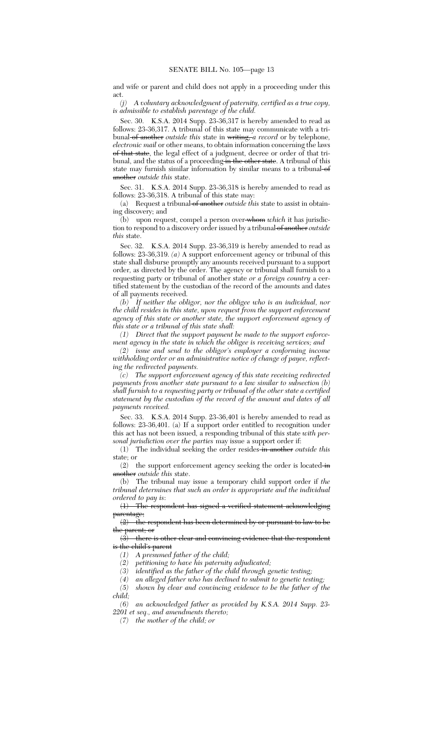and wife or parent and child does not apply in a proceeding under this act.

*(j) A voluntary acknowledgment of paternity, certified as a true copy, is admissible to establish parentage of the child.*

Sec. 30. K.S.A. 2014 Supp. 23-36,317 is hereby amended to read as follows: 23-36,317. A tribunal of this state may communicate with a tribunal ~~of another~~ *outside this* state in ~~writing,~~ *a record* or by telephone, *electronic mail* or other means, to obtain information concerning the laws ~~of that state~~, the legal effect of a judgment, decree or order of that tribunal, and the status of a proceeding ~~in the other state~~. A tribunal of this state may furnish similar information by similar means to a tribunal ~~of another~~ *outside this* state.

Sec. 31. K.S.A. 2014 Supp. 23-36,318 is hereby amended to read as follows: 23-36,318. A tribunal of this state may:

(a) Request a tribunal ~~of another~~ *outside this* state to assist in obtaining discovery; and

(b) upon request, compel a person over ~~whom~~ *which* it has jurisdiction to respond to a discovery order issued by a tribunal ~~of another~~ *outside this* state.

Sec. 32. K.S.A. 2014 Supp. 23-36,319 is hereby amended to read as follows: 23-36,319. *(a)* A support enforcement agency or tribunal of this state shall disburse promptly any amounts received pursuant to a support order, as directed by the order. The agency or tribunal shall furnish to a requesting party or tribunal of another state *or a foreign country* a certified statement by the custodian of the record of the amounts and dates of all payments received.

*(b) If neither the obligor, nor the obligee who is an individual, nor the child resides in this state, upon request from the support enforcement agency of this state or another state, the support enforcement agency of this state or a tribunal of this state shall:*

*(1) Direct that the support payment be made to the support enforcement agency in the state in which the obligee is receiving services; and*

*(2) issue and send to the obligor's employer a conforming income withholding order or an administrative notice of change of payee, reflecting the redirected payments.*

*(c) The support enforcement agency of this state receiving redirected payments from another state pursuant to a law similar to subsection (b) shall furnish to a requesting party or tribunal of the other state a certified statement by the custodian of the record of the amount and dates of all payments received.*

Sec. 33. K.S.A. 2014 Supp. 23-36,401 is hereby amended to read as follows: 23-36,401. (a) If a support order entitled to recognition under this act has not been issued, a responding tribunal of this state *with personal jurisdiction over the parties* may issue a support order if:

(1) The individual seeking the order resides ~~in another~~ *outside this* state; or

(2) the support enforcement agency seeking the order is located ~~in another~~ *outside this* state.

(b) The tribunal may issue a temporary child support order if *the tribunal determines that such an order is appropriate and the individual ordered to pay is*:

~~(1) The respondent has signed a verified statement acknowledging parentage;~~

~~(2) the respondent has been determined by or pursuant to law to be the parent; or~~

~~(3) there is other clear and convincing evidence that the respondent is the child's parent~~

*(1) A presumed father of the child;*

*(2) petitioning to have his paternity adjudicated;*

*(3) identified as the father of the child through genetic testing;*

*(4) an alleged father who has declined to submit to genetic testing;*

*(5) shown by clear and convincing evidence to be the father of the child;*

*(6) an acknowledged father as provided by K.S.A. 2014 Supp. 23-2201 et seq., and amendments thereto;*

*(7) the mother of the child; or*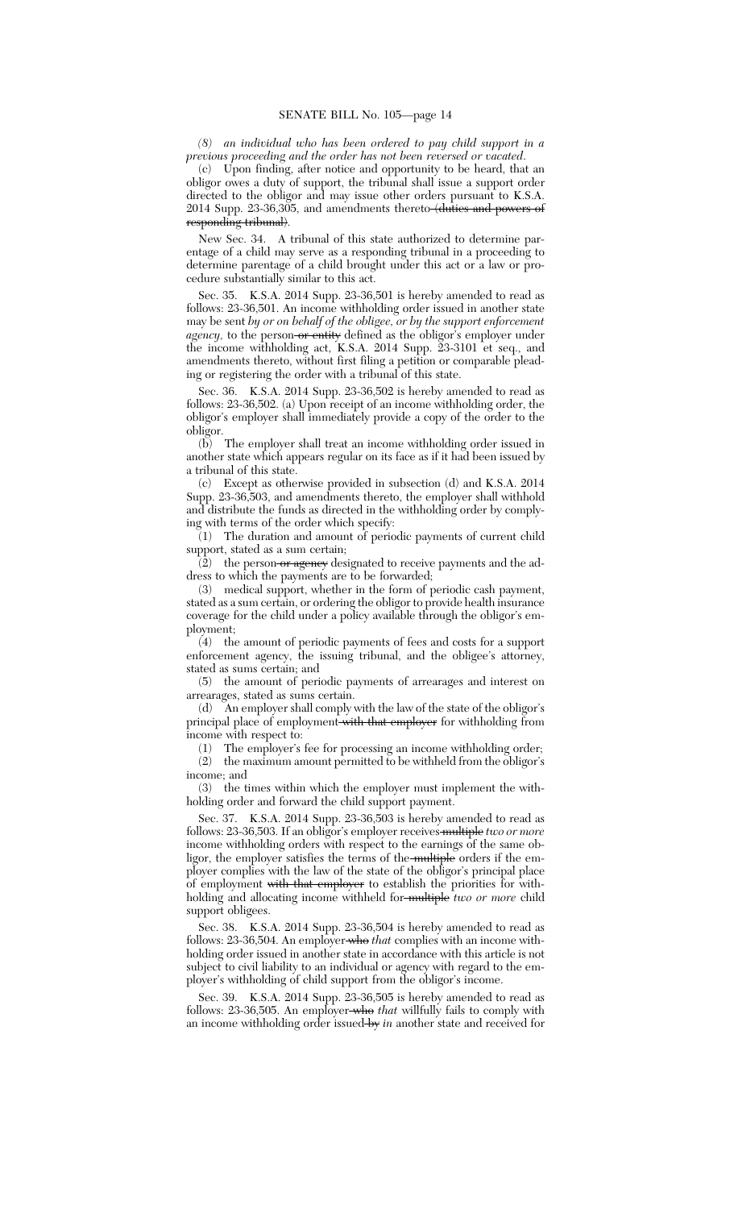*(8) an individual who has been ordered to pay child support in a previous proceeding and the order has not been reversed or vacated.*

(c) Upon finding, after notice and opportunity to be heard, that an obligor owes a duty of support, the tribunal shall issue a support order directed to the obligor and may issue other orders pursuant to K.S.A. 2014 Supp. 23-36,305, and amendments thereto ~~(duties and powers of responding tribunal)~~.

New Sec. 34. A tribunal of this state authorized to determine parentage of a child may serve as a responding tribunal in a proceeding to determine parentage of a child brought under this act or a law or procedure substantially similar to this act.

Sec. 35. K.S.A. 2014 Supp. 23-36,501 is hereby amended to read as follows: 23-36,501. An income withholding order issued in another state may be sent *by or on behalf of the obligee, or by the support enforcement agency,* to the person ~~or entity~~ defined as the obligor's employer under the income withholding act, K.S.A. 2014 Supp. 23-3101 et seq., and amendments thereto, without first filing a petition or comparable pleading or registering the order with a tribunal of this state.

Sec. 36. K.S.A. 2014 Supp. 23-36,502 is hereby amended to read as follows: 23-36,502. (a) Upon receipt of an income withholding order, the obligor's employer shall immediately provide a copy of the order to the obligor.

(b) The employer shall treat an income withholding order issued in another state which appears regular on its face as if it had been issued by a tribunal of this state.

(c) Except as otherwise provided in subsection (d) and K.S.A. 2014 Supp. 23-36,503, and amendments thereto, the employer shall withhold and distribute the funds as directed in the withholding order by complying with terms of the order which specify:

(1) The duration and amount of periodic payments of current child support, stated as a sum certain;

(2) the person ~~or agency~~ designated to receive payments and the address to which the payments are to be forwarded;

(3) medical support, whether in the form of periodic cash payment, stated as a sum certain, or ordering the obligor to provide health insurance coverage for the child under a policy available through the obligor's employment;

(4) the amount of periodic payments of fees and costs for a support enforcement agency, the issuing tribunal, and the obligee's attorney, stated as sums certain; and

(5) the amount of periodic payments of arrearages and interest on arrearages, stated as sums certain.

(d) An employer shall comply with the law of the state of the obligor's principal place of employment ~~with that employer~~ for withholding from income with respect to:

(1) The employer's fee for processing an income withholding order;

(2) the maximum amount permitted to be withheld from the obligor's income; and

(3) the times within which the employer must implement the withholding order and forward the child support payment.

Sec. 37. K.S.A. 2014 Supp. 23-36,503 is hereby amended to read as follows: 23-36,503. If an obligor's employer receives ~~multiple~~ *two or more* income withholding orders with respect to the earnings of the same obligor, the employer satisfies the terms of the ~~multiple~~ orders if the employer complies with the law of the state of the obligor's principal place of employment ~~with that employer~~ to establish the priorities for withholding and allocating income withheld for ~~multiple~~ *two or more* child support obligees.

Sec. 38. K.S.A. 2014 Supp. 23-36,504 is hereby amended to read as follows: 23-36,504. An employer ~~who~~ *that* complies with an income withholding order issued in another state in accordance with this article is not subject to civil liability to an individual or agency with regard to the employer's withholding of child support from the obligor's income.

Sec. 39. K.S.A. 2014 Supp. 23-36,505 is hereby amended to read as follows: 23-36,505. An employer ~~who~~ *that* willfully fails to comply with an income withholding order issued ~~by~~ *in* another state and received for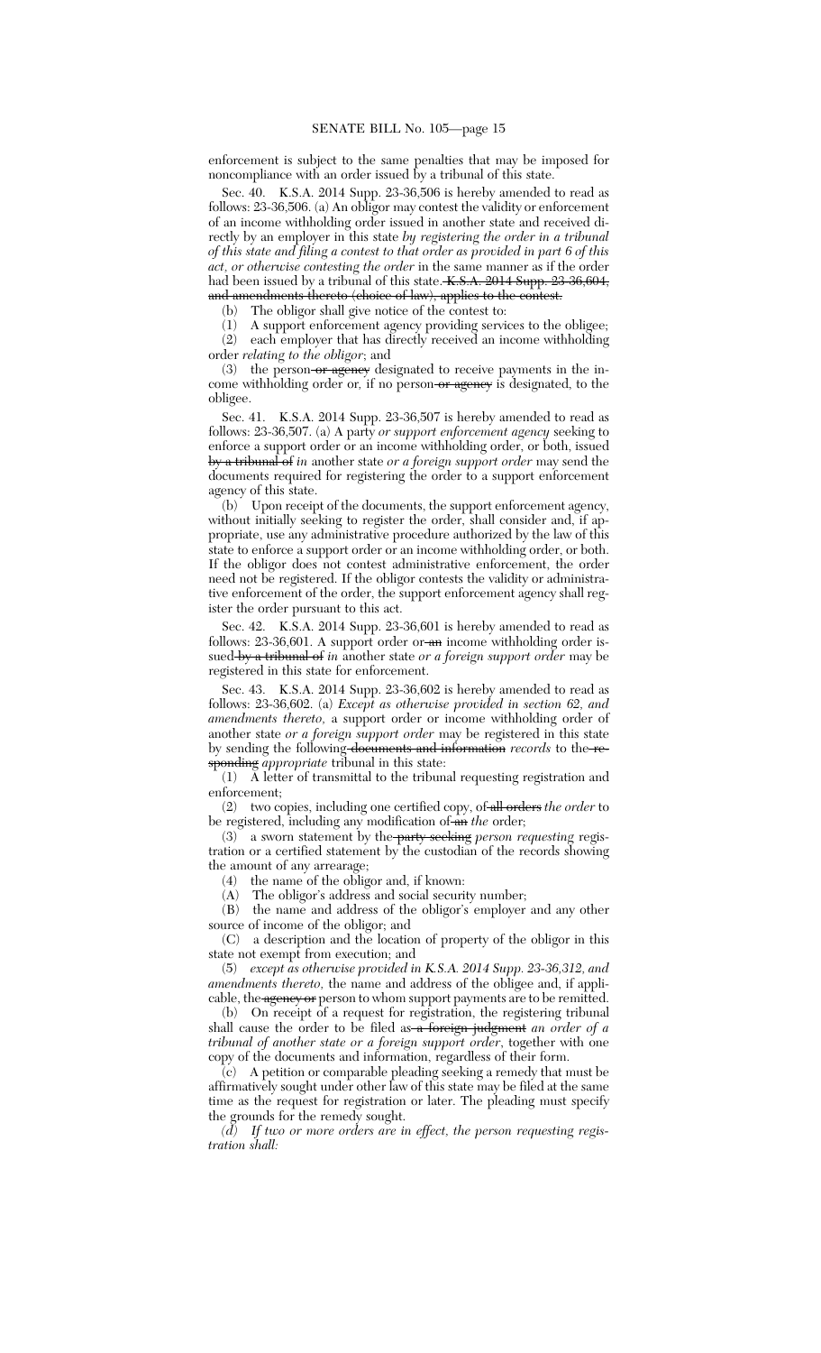enforcement is subject to the same penalties that may be imposed for noncompliance with an order issued by a tribunal of this state.

Sec. 40. K.S.A. 2014 Supp. 23-36,506 is hereby amended to read as follows: 23-36,506. (a) An obligor may contest the validity or enforcement of an income withholding order issued in another state and received directly by an employer in this state *by registering the order in a tribunal of this state and filing a contest to that order as provided in part 6 of this act, or otherwise contesting the order* in the same manner as if the order had been issued by a tribunal of this state. ~~K.S.A. 2014 Supp. 23-36,604, and amendments thereto (choice of law), applies to the contest.~~

(b) The obligor shall give notice of the contest to:

(1) A support enforcement agency providing services to the obligee;

(2) each employer that has directly received an income withholding order *relating to the obligor*; and

(3) the person ~~or agency~~ designated to receive payments in the income withholding order or, if no person ~~or agency~~ is designated, to the obligee.

Sec. 41. K.S.A. 2014 Supp. 23-36,507 is hereby amended to read as follows: 23-36,507. (a) A party *or support enforcement agency* seeking to enforce a support order or an income withholding order, or both, issued ~~by a tribunal of~~ *in* another state *or a foreign support order* may send the documents required for registering the order to a support enforcement agency of this state.

(b) Upon receipt of the documents, the support enforcement agency, without initially seeking to register the order, shall consider and, if appropriate, use any administrative procedure authorized by the law of this state to enforce a support order or an income withholding order, or both. If the obligor does not contest administrative enforcement, the order need not be registered. If the obligor contests the validity or administrative enforcement of the order, the support enforcement agency shall register the order pursuant to this act.

Sec. 42. K.S.A. 2014 Supp. 23-36,601 is hereby amended to read as follows: 23-36,601. A support order or ~~an~~ income withholding order issued ~~by a tribunal of~~ *in* another state *or a foreign support order* may be registered in this state for enforcement.

Sec. 43. K.S.A. 2014 Supp. 23-36,602 is hereby amended to read as follows: 23-36,602. (a) *Except as otherwise provided in section 62, and amendments thereto,* a support order or income withholding order of another state *or a foreign support order* may be registered in this state by sending the following ~~documents and information~~ *records* to the ~~responding~~ *appropriate* tribunal in this state:

(1) A letter of transmittal to the tribunal requesting registration and enforcement;

(2) two copies, including one certified copy, of ~~all orders~~ *the order* to be registered, including any modification of ~~an~~ *the* order;

(3) a sworn statement by the ~~party seeking~~ *person requesting* registration or a certified statement by the custodian of the records showing the amount of any arrearage;

(4) the name of the obligor and, if known:

(A) The obligor's address and social security number;

(B) the name and address of the obligor's employer and any other source of income of the obligor; and

(C) a description and the location of property of the obligor in this state not exempt from execution; and

(5) *except as otherwise provided in K.S.A. 2014 Supp. 23-36,312, and amendments thereto,* the name and address of the obligee and, if applicable, the ~~agency or~~ person to whom support payments are to be remitted.

(b) On receipt of a request for registration, the registering tribunal shall cause the order to be filed as ~~a foreign judgment~~ *an order of a tribunal of another state or a foreign support order*, together with one copy of the documents and information, regardless of their form.

(c) A petition or comparable pleading seeking a remedy that must be affirmatively sought under other law of this state may be filed at the same time as the request for registration or later. The pleading must specify the grounds for the remedy sought.

*(d) If two or more orders are in effect, the person requesting registration shall:*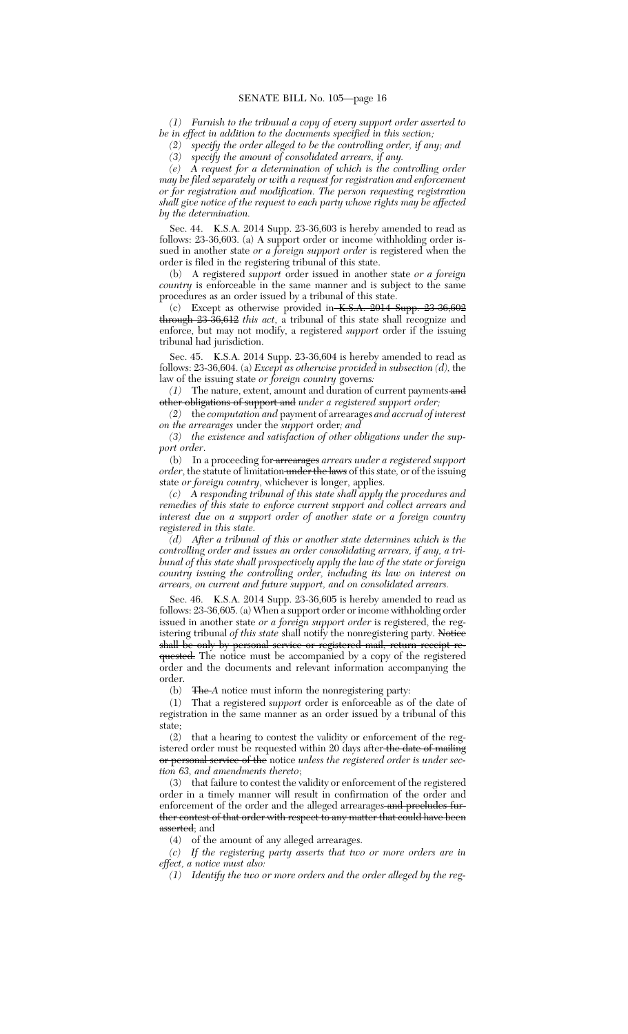*(1) Furnish to the tribunal a copy of every support order asserted to be in effect in addition to the documents specified in this section;*

*(2) specify the order alleged to be the controlling order, if any; and*

*(3) specify the amount of consolidated arrears, if any.*

*(e) A request for a determination of which is the controlling order may be filed separately or with a request for registration and enforcement or for registration and modification. The person requesting registration shall give notice of the request to each party whose rights may be affected by the determination.*

Sec. 44. K.S.A. 2014 Supp. 23-36,603 is hereby amended to read as follows: 23-36,603. (a) A support order or income withholding order issued in another state *or a foreign support order* is registered when the order is filed in the registering tribunal of this state.

(b) A registered *support* order issued in another state *or a foreign country* is enforceable in the same manner and is subject to the same procedures as an order issued by a tribunal of this state.

(c) Except as otherwise provided in ~~K.S.A. 2014 Supp. 23-36,602 through 23-36,612~~ *this act*, a tribunal of this state shall recognize and enforce, but may not modify, a registered *support* order if the issuing tribunal had jurisdiction.

Sec. 45. K.S.A. 2014 Supp. 23-36,604 is hereby amended to read as follows: 23-36,604. (a) *Except as otherwise provided in subsection (d),* the law of the issuing state *or foreign country* governs*:*

*(1)* The nature, extent, amount and duration of current payments ~~and other obligations of support and~~ *under a registered support order;*

*(2)* the *computation and* payment of arrearages *and accrual of interest on the arrearages* under the *support* order*; and*

*(3) the existence and satisfaction of other obligations under the support order*.

(b) In a proceeding for ~~arrearages~~ *arrears under a registered support order*, the statute of limitation ~~under the laws~~ of this state, or of the issuing state *or foreign country*, whichever is longer, applies.

*(c) A responding tribunal of this state shall apply the procedures and remedies of this state to enforce current support and collect arrears and interest due on a support order of another state or a foreign country registered in this state.*

*(d) After a tribunal of this or another state determines which is the controlling order and issues an order consolidating arrears, if any, a tribunal of this state shall prospectively apply the law of the state or foreign country issuing the controlling order, including its law on interest on arrears, on current and future support, and on consolidated arrears.*

Sec. 46. K.S.A. 2014 Supp. 23-36,605 is hereby amended to read as follows: 23-36,605. (a) When a support order or income withholding order issued in another state *or a foreign support order* is registered, the registering tribunal *of this state* shall notify the nonregistering party. ~~Notice shall be only by personal service or registered mail, return receipt requested.~~ The notice must be accompanied by a copy of the registered order and the documents and relevant information accompanying the order.

(b) ~~The~~ *A* notice must inform the nonregistering party:

(1) That a registered *support* order is enforceable as of the date of registration in the same manner as an order issued by a tribunal of this state;

(2) that a hearing to contest the validity or enforcement of the registered order must be requested within 20 days after ~~the date of mailing or personal service of the~~ notice *unless the registered order is under section 63, and amendments thereto*;

(3) that failure to contest the validity or enforcement of the registered order in a timely manner will result in confirmation of the order and enforcement of the order and the alleged arrearages ~~and precludes further contest of that order with respect to any matter that could have been asserted~~; and

(4) of the amount of any alleged arrearages.

*(c) If the registering party asserts that two or more orders are in effect, a notice must also:*

*(1) Identify the two or more orders and the order alleged by the reg-*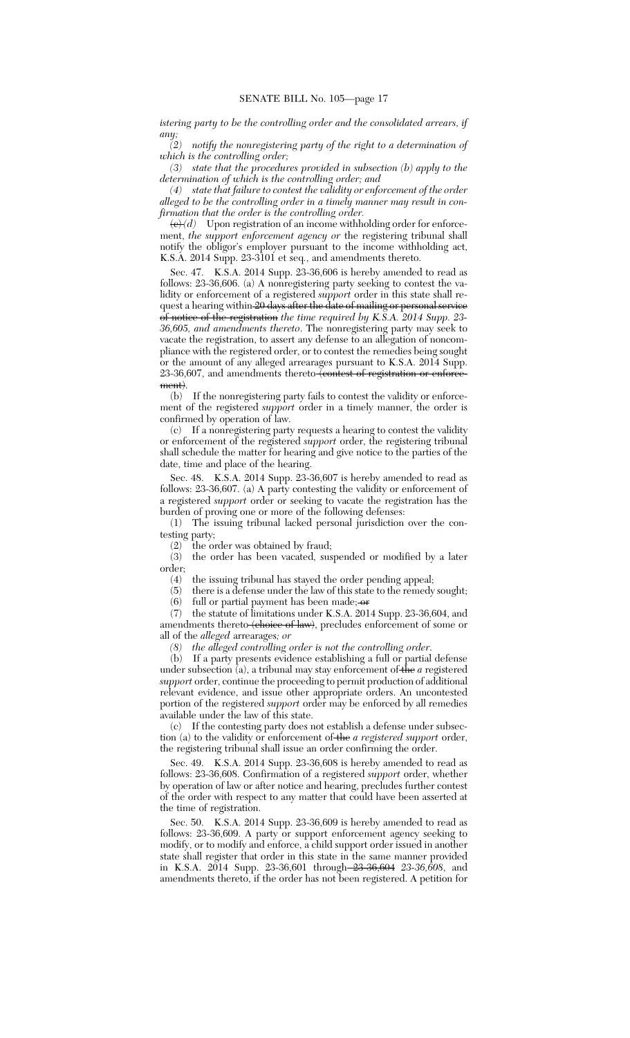*istering party to be the controlling order and the consolidated arrears, if any;*

*(2) notify the nonregistering party of the right to a determination of which is the controlling order;*

*(3) state that the procedures provided in subsection (b) apply to the determination of which is the controlling order; and*

*(4) state that failure to contest the validity or enforcement of the order alleged to be the controlling order in a timely manner may result in confirmation that the order is the controlling order.*

~~(c)~~ *(d)* Upon registration of an income withholding order for enforcement, *the support enforcement agency or* the registering tribunal shall notify the obligor's employer pursuant to the income withholding act, K.S.A. 2014 Supp. 23-3101 et seq., and amendments thereto.

Sec. 47. K.S.A. 2014 Supp. 23-36,606 is hereby amended to read as follows: 23-36,606. (a) A nonregistering party seeking to contest the validity or enforcement of a registered *support* order in this state shall request a hearing within ~~20 days after the date of mailing or personal service of notice of the registration~~ *the time required by K.S.A. 2014 Supp. 23-36,605, and amendments thereto*. The nonregistering party may seek to vacate the registration, to assert any defense to an allegation of noncompliance with the registered order, or to contest the remedies being sought or the amount of any alleged arrearages pursuant to K.S.A. 2014 Supp. 23-36,607, and amendments thereto ~~(contest of registration or enforcement)~~.

(b) If the nonregistering party fails to contest the validity or enforcement of the registered *support* order in a timely manner, the order is confirmed by operation of law.

(c) If a nonregistering party requests a hearing to contest the validity or enforcement of the registered *support* order, the registering tribunal shall schedule the matter for hearing and give notice to the parties of the date, time and place of the hearing.

Sec. 48. K.S.A. 2014 Supp. 23-36,607 is hereby amended to read as follows: 23-36,607. (a) A party contesting the validity or enforcement of a registered *support* order or seeking to vacate the registration has the burden of proving one or more of the following defenses:

(1) The issuing tribunal lacked personal jurisdiction over the contesting party;

(2) the order was obtained by fraud;

(3) the order has been vacated, suspended or modified by a later order;

(4) the issuing tribunal has stayed the order pending appeal;

(5) there is a defense under the law of this state to the remedy sought;

(6) full or partial payment has been made; ~~or~~

(7) the statute of limitations under K.S.A. 2014 Supp. 23-36,604, and amendments thereto ~~(choice of law)~~, precludes enforcement of some or all of the *alleged* arrearages*; or*

*(8) the alleged controlling order is not the controlling order.*

(b) If a party presents evidence establishing a full or partial defense under subsection (a), a tribunal may stay enforcement of ~~the~~ *a* registered *support* order, continue the proceeding to permit production of additional relevant evidence, and issue other appropriate orders. An uncontested portion of the registered *support* order may be enforced by all remedies available under the law of this state.

(c) If the contesting party does not establish a defense under subsection (a) to the validity or enforcement of ~~the~~ *a registered support* order, the registering tribunal shall issue an order confirming the order.

Sec. 49. K.S.A. 2014 Supp. 23-36,608 is hereby amended to read as follows: 23-36,608. Confirmation of a registered *support* order, whether by operation of law or after notice and hearing, precludes further contest of the order with respect to any matter that could have been asserted at the time of registration.

Sec. 50. K.S.A. 2014 Supp. 23-36,609 is hereby amended to read as follows: 23-36,609. A party or support enforcement agency seeking to modify, or to modify and enforce, a child support order issued in another state shall register that order in this state in the same manner provided in K.S.A. 2014 Supp. 23-36,601 through ~~23-36,604~~ *23-36,608*, and amendments thereto, if the order has not been registered. A petition for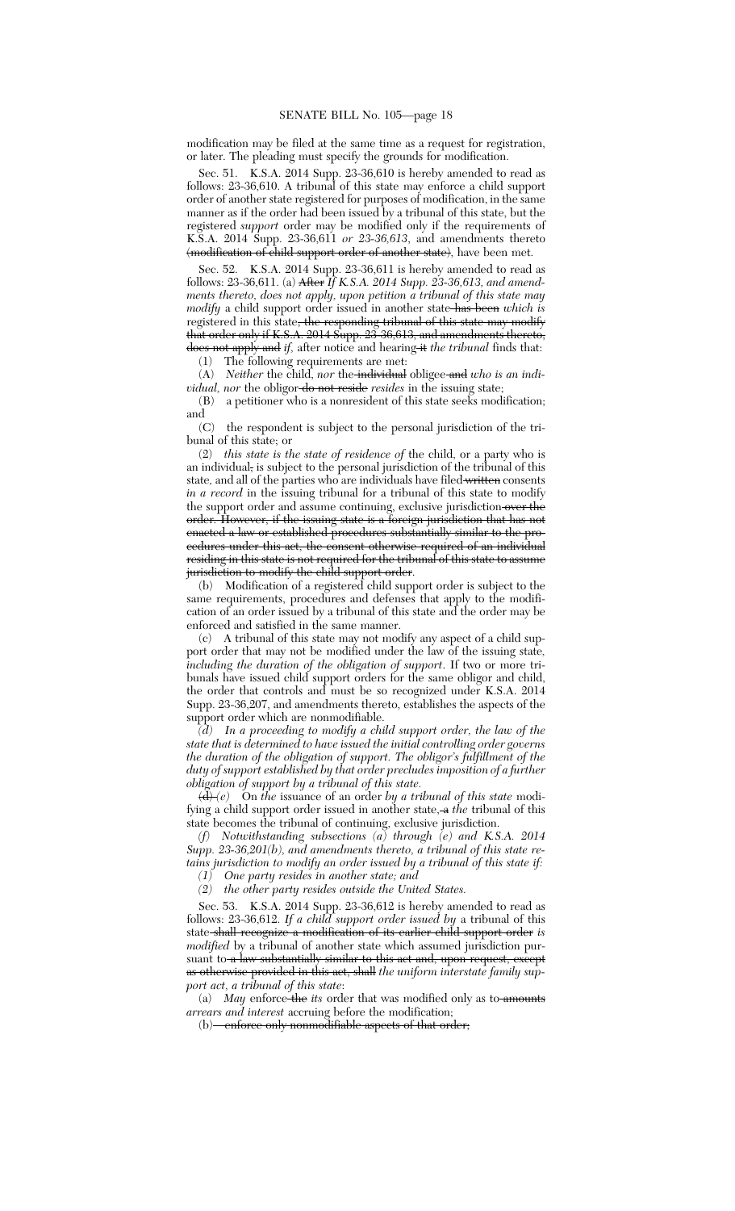modification may be filed at the same time as a request for registration, or later. The pleading must specify the grounds for modification.

Sec. 51. K.S.A. 2014 Supp. 23-36,610 is hereby amended to read as follows: 23-36,610. A tribunal of this state may enforce a child support order of another state registered for purposes of modification, in the same manner as if the order had been issued by a tribunal of this state, but the registered *support* order may be modified only if the requirements of K.S.A. 2014 Supp. 23-36,611 *or 23-36,613*, and amendments thereto ~~(modification of child support order of another state)~~, have been met.

Sec. 52. K.S.A. 2014 Supp. 23-36,611 is hereby amended to read as follows: 23-36,611. (a) ~~After~~ *If K.S.A. 2014 Supp. 23-36,613, and amendments thereto, does not apply, upon petition a tribunal of this state may modify* a child support order issued in another state ~~has been~~ *which is* registered in this state~~, the responding tribunal of this state may modify that order only if K.S.A. 2014 Supp. 23-36,613, and amendments thereto, does not apply and~~ *if*, after notice and hearing ~~it~~ *the tribunal* finds that:

(1) The following requirements are met:

(A) *Neither* the child, *nor* the ~~individual~~ obligee ~~and~~ *who is an individual, nor* the obligor ~~do not reside~~ *resides* in the issuing state;

(B) a petitioner who is a nonresident of this state seeks modification; and

(C) the respondent is subject to the personal jurisdiction of the tribunal of this state; or

(2) *this state is the state of residence of* the child, or a party who is an individual~~,~~ is subject to the personal jurisdiction of the tribunal of this state, and all of the parties who are individuals have filed ~~written~~ consents *in a record* in the issuing tribunal for a tribunal of this state to modify the support order and assume continuing, exclusive jurisdiction ~~over the order. However, if the issuing state is a foreign jurisdiction that has not enacted a law or established procedures substantially similar to the procedures under this act, the consent otherwise required of an individual residing in this state is not required for the tribunal of this state to assume jurisdiction to modify the child support order~~.

(b) Modification of a registered child support order is subject to the same requirements, procedures and defenses that apply to the modification of an order issued by a tribunal of this state and the order may be enforced and satisfied in the same manner.

(c) A tribunal of this state may not modify any aspect of a child support order that may not be modified under the law of the issuing state*, including the duration of the obligation of support*. If two or more tribunals have issued child support orders for the same obligor and child, the order that controls and must be so recognized under K.S.A. 2014 Supp. 23-36,207, and amendments thereto, establishes the aspects of the support order which are nonmodifiable.

*(d) In a proceeding to modify a child support order, the law of the state that is determined to have issued the initial controlling order governs the duration of the obligation of support. The obligor's fulfillment of the duty of support established by that order precludes imposition of a further obligation of support by a tribunal of this state.*

~~(d)~~ *(e)* On *the* issuance of an order *by a tribunal of this state* modifying a child support order issued in another state, ~~a~~ *the* tribunal of this state becomes the tribunal of continuing, exclusive jurisdiction.

*(f) Notwithstanding subsections (a) through (e) and K.S.A. 2014 Supp. 23-36,201(b), and amendments thereto, a tribunal of this state retains jurisdiction to modify an order issued by a tribunal of this state if:*

*(1) One party resides in another state; and*

*(2) the other party resides outside the United States.*

Sec. 53. K.S.A. 2014 Supp. 23-36,612 is hereby amended to read as follows: 23-36,612. *If a child support order issued by* a tribunal of this state ~~shall recognize a modification of its earlier child support order~~ *is modified* by a tribunal of another state which assumed jurisdiction pursuant to ~~a law substantially similar to this act and, upon request, except as otherwise provided in this act, shall~~ *the uniform interstate family support act, a tribunal of this state*:

(a) *May* enforce ~~the~~ *its* order that was modified only as to ~~amounts~~ *arrears and interest* accruing before the modification;

~~(b) enforce only nonmodifiable aspects of that order;~~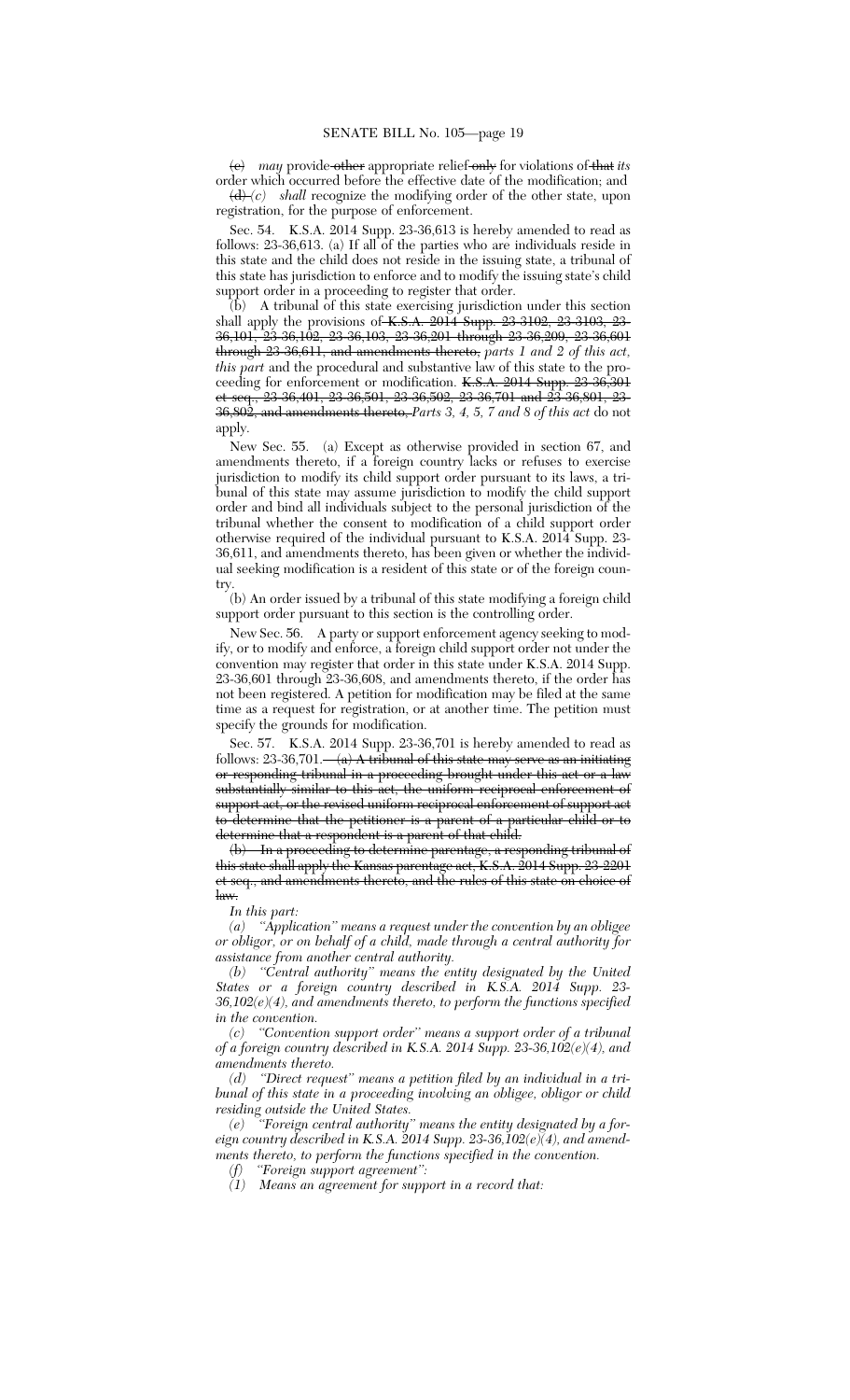(c) *may* provide ~~other~~ appropriate relief ~~only~~ for violations of ~~that~~ *its* order which occurred before the effective date of the modification; and

~~(d)~~ *(c)* *shall* recognize the modifying order of the other state, upon registration, for the purpose of enforcement.

Sec. 54. K.S.A. 2014 Supp. 23-36,613 is hereby amended to read as follows: 23-36,613. (a) If all of the parties who are individuals reside in this state and the child does not reside in the issuing state, a tribunal of this state has jurisdiction to enforce and to modify the issuing state's child support order in a proceeding to register that order.

(b) A tribunal of this state exercising jurisdiction under this section shall apply the provisions of ~~K.S.A. 2014 Supp. 23-3102, 23-3103, 23-36,101, 23-36,102, 23-36,103, 23-36,201 through 23-36,209, 23-36,601 through 23-36,611, and amendments thereto,~~ *parts 1 and 2 of this act, this part* and the procedural and substantive law of this state to the proceeding for enforcement or modification. ~~K.S.A. 2014 Supp. 23-36,301 et seq., 23-36,401, 23-36,501, 23-36,502, 23-36,701 and 23-36,801, 23-36,802, and amendments thereto,~~ *Parts 3, 4, 5, 7 and 8 of this act* do not apply.

New Sec. 55. (a) Except as otherwise provided in section 67, and amendments thereto, if a foreign country lacks or refuses to exercise jurisdiction to modify its child support order pursuant to its laws, a tribunal of this state may assume jurisdiction to modify the child support order and bind all individuals subject to the personal jurisdiction of the tribunal whether the consent to modification of a child support order otherwise required of the individual pursuant to K.S.A. 2014 Supp. 23-36,611, and amendments thereto, has been given or whether the individual seeking modification is a resident of this state or of the foreign country.

(b) An order issued by a tribunal of this state modifying a foreign child support order pursuant to this section is the controlling order.

New Sec. 56. A party or support enforcement agency seeking to modify, or to modify and enforce, a foreign child support order not under the convention may register that order in this state under K.S.A. 2014 Supp. 23-36,601 through 23-36,608, and amendments thereto, if the order has not been registered. A petition for modification may be filed at the same time as a request for registration, or at another time. The petition must specify the grounds for modification.

Sec. 57. K.S.A. 2014 Supp. 23-36,701 is hereby amended to read as follows: 23-36,701. ~~(a) A tribunal of this state may serve as an initiating or responding tribunal in a proceeding brought under this act or a law substantially similar to this act, the uniform reciprocal enforcement of support act, or the revised uniform reciprocal enforcement of support act to determine that the petitioner is a parent of a particular child or to determine that a respondent is a parent of that child.~~

~~(b) In a proceeding to determine parentage, a responding tribunal of this state shall apply the Kansas parentage act, K.S.A. 2014 Supp. 23-2201 et seq., and amendments thereto, and the rules of this state on choice of law.~~

*In this part:*

*(a) "Application" means a request under the convention by an obligee or obligor, or on behalf of a child, made through a central authority for assistance from another central authority.*

*(b) "Central authority" means the entity designated by the United States or a foreign country described in K.S.A. 2014 Supp. 23-36,102(e)(4), and amendments thereto, to perform the functions specified in the convention.*

*(c) "Convention support order" means a support order of a tribunal of a foreign country described in K.S.A. 2014 Supp. 23-36,102(e)(4), and amendments thereto.*

*(d) "Direct request" means a petition filed by an individual in a tribunal of this state in a proceeding involving an obligee, obligor or child residing outside the United States.*

*(e) "Foreign central authority" means the entity designated by a foreign country described in K.S.A. 2014 Supp. 23-36,102(e)(4), and amendments thereto, to perform the functions specified in the convention.*

*(f) "Foreign support agreement":*

*(1) Means an agreement for support in a record that:*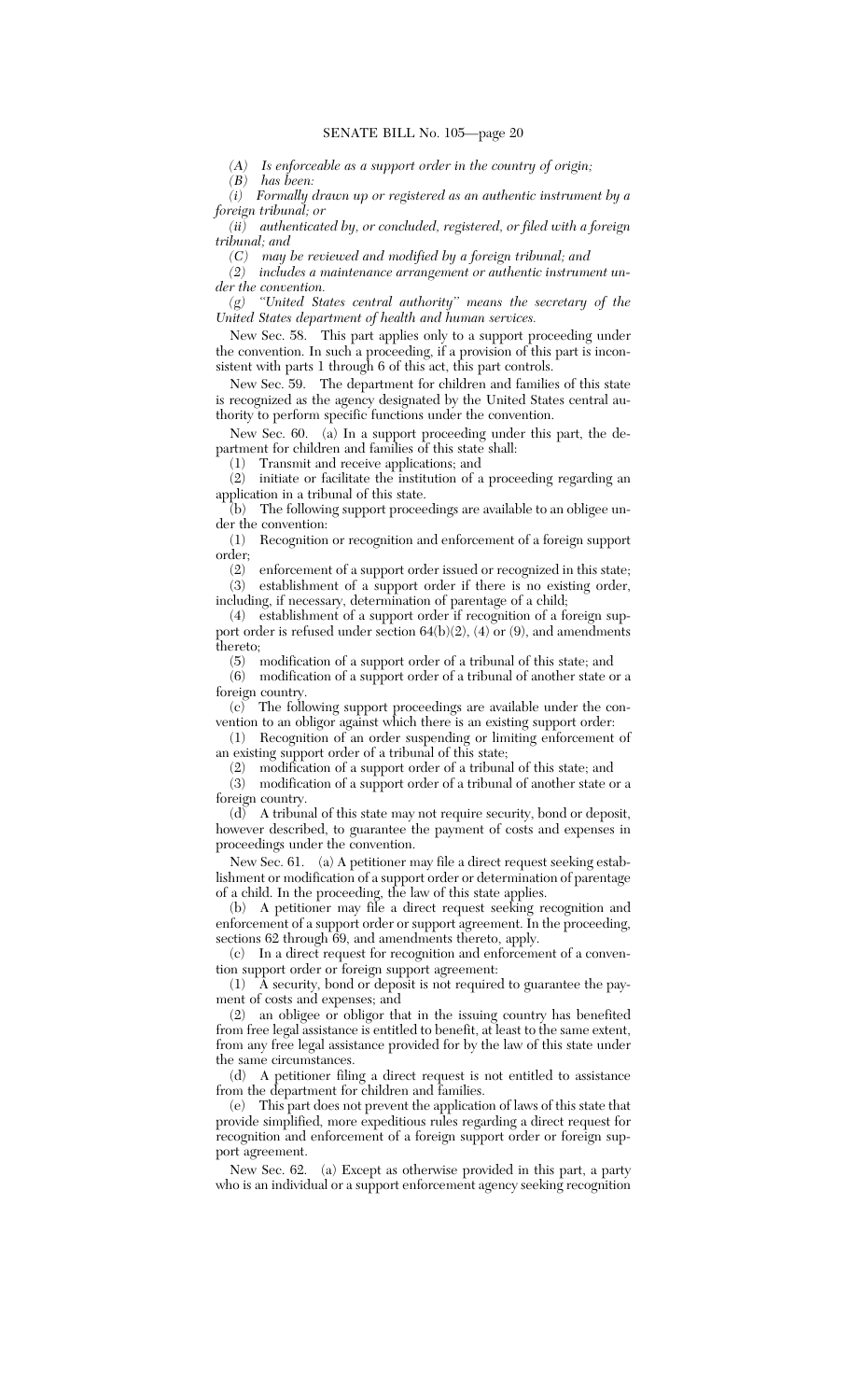*(A) Is enforceable as a support order in the country of origin;*

*(B) has been:*

*(i) Formally drawn up or registered as an authentic instrument by a foreign tribunal; or*

*(ii) authenticated by, or concluded, registered, or filed with a foreign tribunal; and*

*(C) may be reviewed and modified by a foreign tribunal; and*

*(2) includes a maintenance arrangement or authentic instrument under the convention.*

*(g) "United States central authority" means the secretary of the United States department of health and human services.*

New Sec. 58. This part applies only to a support proceeding under the convention. In such a proceeding, if a provision of this part is inconsistent with parts 1 through 6 of this act, this part controls.

New Sec. 59. The department for children and families of this state is recognized as the agency designated by the United States central authority to perform specific functions under the convention.

New Sec. 60. (a) In a support proceeding under this part, the department for children and families of this state shall:

(1) Transmit and receive applications; and

(2) initiate or facilitate the institution of a proceeding regarding an application in a tribunal of this state.

(b) The following support proceedings are available to an obligee under the convention:

(1) Recognition or recognition and enforcement of a foreign support order;

(2) enforcement of a support order issued or recognized in this state;

(3) establishment of a support order if there is no existing order, including, if necessary, determination of parentage of a child;

(4) establishment of a support order if recognition of a foreign support order is refused under section 64(b)(2), (4) or (9), and amendments thereto;

(5) modification of a support order of a tribunal of this state; and

(6) modification of a support order of a tribunal of another state or a foreign country.

(c) The following support proceedings are available under the convention to an obligor against which there is an existing support order:

(1) Recognition of an order suspending or limiting enforcement of an existing support order of a tribunal of this state;

(2) modification of a support order of a tribunal of this state; and

(3) modification of a support order of a tribunal of another state or a foreign country.

(d) A tribunal of this state may not require security, bond or deposit, however described, to guarantee the payment of costs and expenses in proceedings under the convention.

New Sec. 61. (a) A petitioner may file a direct request seeking establishment or modification of a support order or determination of parentage of a child. In the proceeding, the law of this state applies.

(b) A petitioner may file a direct request seeking recognition and enforcement of a support order or support agreement. In the proceeding, sections 62 through 69, and amendments thereto, apply.

(c) In a direct request for recognition and enforcement of a convention support order or foreign support agreement:

(1) A security, bond or deposit is not required to guarantee the payment of costs and expenses; and

(2) an obligee or obligor that in the issuing country has benefited from free legal assistance is entitled to benefit, at least to the same extent, from any free legal assistance provided for by the law of this state under the same circumstances.

(d) A petitioner filing a direct request is not entitled to assistance from the department for children and families.

(e) This part does not prevent the application of laws of this state that provide simplified, more expeditious rules regarding a direct request for recognition and enforcement of a foreign support order or foreign support agreement.

New Sec. 62. (a) Except as otherwise provided in this part, a party who is an individual or a support enforcement agency seeking recognition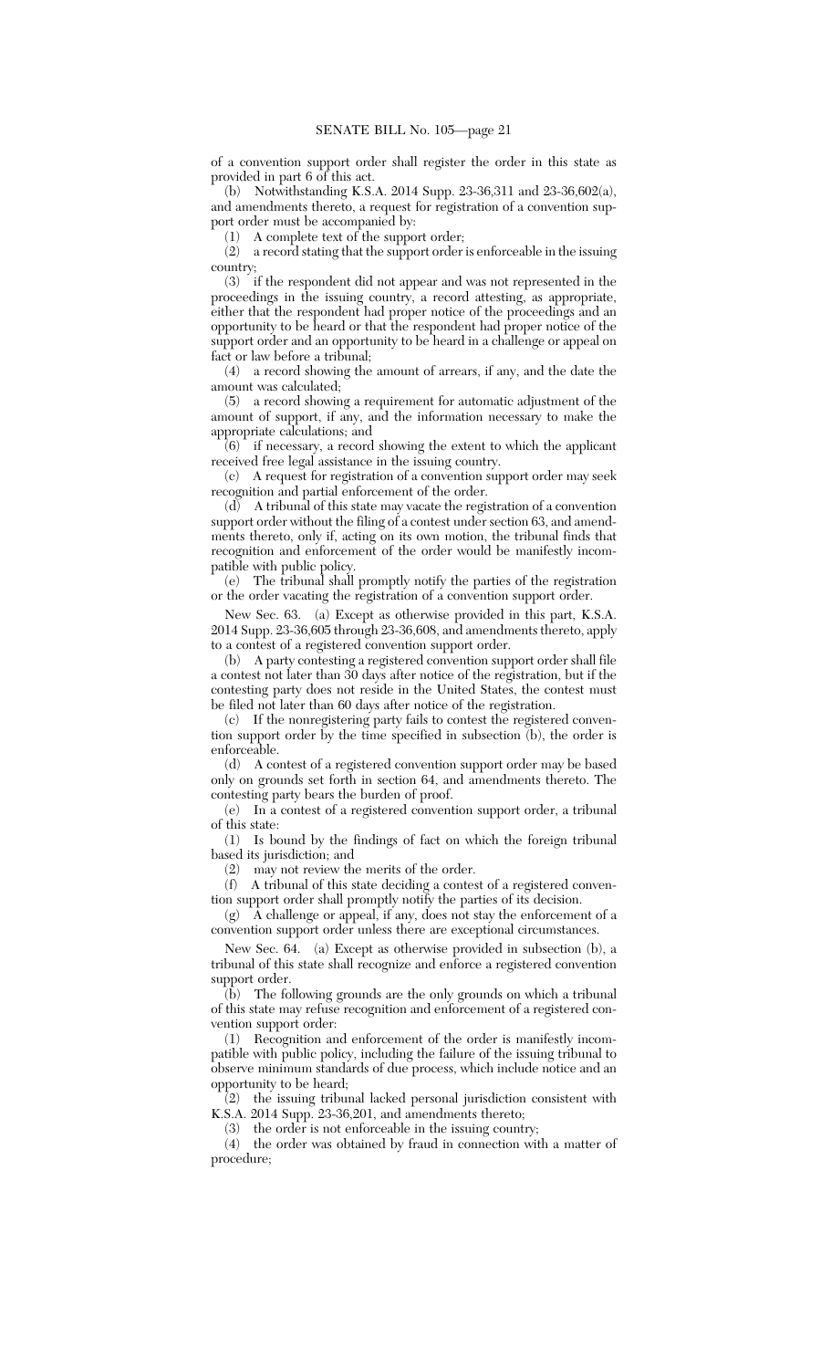of a convention support order shall register the order in this state as provided in part 6 of this act.

(b) Notwithstanding K.S.A. 2014 Supp. 23-36,311 and 23-36,602(a), and amendments thereto, a request for registration of a convention support order must be accompanied by:

(1) A complete text of the support order;

(2) a record stating that the support order is enforceable in the issuing country;

(3) if the respondent did not appear and was not represented in the proceedings in the issuing country, a record attesting, as appropriate, either that the respondent had proper notice of the proceedings and an opportunity to be heard or that the respondent had proper notice of the support order and an opportunity to be heard in a challenge or appeal on fact or law before a tribunal;

(4) a record showing the amount of arrears, if any, and the date the amount was calculated;

(5) a record showing a requirement for automatic adjustment of the amount of support, if any, and the information necessary to make the appropriate calculations; and

(6) if necessary, a record showing the extent to which the applicant received free legal assistance in the issuing country.

(c) A request for registration of a convention support order may seek recognition and partial enforcement of the order.

(d) A tribunal of this state may vacate the registration of a convention support order without the filing of a contest under section 63, and amendments thereto, only if, acting on its own motion, the tribunal finds that recognition and enforcement of the order would be manifestly incompatible with public policy.

(e) The tribunal shall promptly notify the parties of the registration or the order vacating the registration of a convention support order.

New Sec. 63. (a) Except as otherwise provided in this part, K.S.A. 2014 Supp. 23-36,605 through 23-36,608, and amendments thereto, apply to a contest of a registered convention support order.

(b) A party contesting a registered convention support order shall file a contest not later than 30 days after notice of the registration, but if the contesting party does not reside in the United States, the contest must be filed not later than 60 days after notice of the registration.

(c) If the nonregistering party fails to contest the registered convention support order by the time specified in subsection (b), the order is enforceable.

(d) A contest of a registered convention support order may be based only on grounds set forth in section 64, and amendments thereto. The contesting party bears the burden of proof.

(e) In a contest of a registered convention support order, a tribunal of this state:

(1) Is bound by the findings of fact on which the foreign tribunal based its jurisdiction; and

(2) may not review the merits of the order.

(f) A tribunal of this state deciding a contest of a registered convention support order shall promptly notify the parties of its decision.

(g) A challenge or appeal, if any, does not stay the enforcement of a convention support order unless there are exceptional circumstances.

New Sec. 64. (a) Except as otherwise provided in subsection (b), a tribunal of this state shall recognize and enforce a registered convention support order.

(b) The following grounds are the only grounds on which a tribunal of this state may refuse recognition and enforcement of a registered convention support order:

(1) Recognition and enforcement of the order is manifestly incompatible with public policy, including the failure of the issuing tribunal to observe minimum standards of due process, which include notice and an opportunity to be heard;

(2) the issuing tribunal lacked personal jurisdiction consistent with K.S.A. 2014 Supp. 23-36,201, and amendments thereto;

(3) the order is not enforceable in the issuing country;

(4) the order was obtained by fraud in connection with a matter of procedure;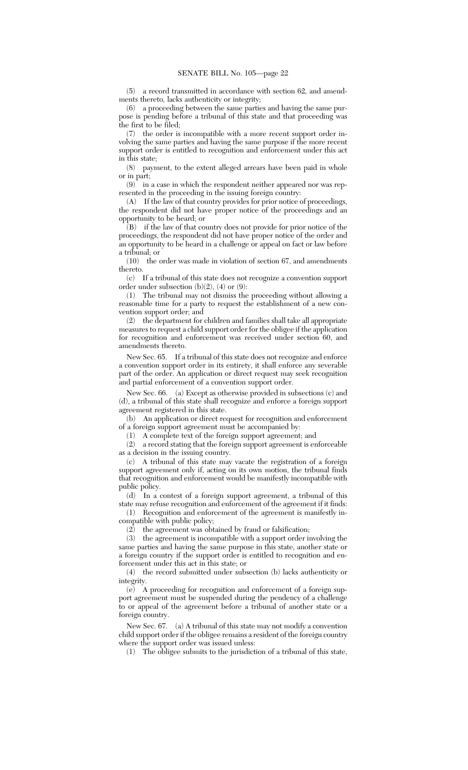(5) a record transmitted in accordance with section 62, and amendments thereto, lacks authenticity or integrity;

(6) a proceeding between the same parties and having the same purpose is pending before a tribunal of this state and that proceeding was the first to be filed;

(7) the order is incompatible with a more recent support order involving the same parties and having the same purpose if the more recent support order is entitled to recognition and enforcement under this act in this state;

(8) payment, to the extent alleged arrears have been paid in whole or in part;

(9) in a case in which the respondent neither appeared nor was represented in the proceeding in the issuing foreign country:

(A) If the law of that country provides for prior notice of proceedings, the respondent did not have proper notice of the proceedings and an opportunity to be heard; or

(B) if the law of that country does not provide for prior notice of the proceedings, the respondent did not have proper notice of the order and an opportunity to be heard in a challenge or appeal on fact or law before a tribunal; or

(10) the order was made in violation of section 67, and amendments thereto.

(c) If a tribunal of this state does not recognize a convention support order under subsection (b)(2), (4) or (9):

(1) The tribunal may not dismiss the proceeding without allowing a reasonable time for a party to request the establishment of a new convention support order; and

(2) the department for children and families shall take all appropriate measures to request a child support order for the obligee if the application for recognition and enforcement was received under section 60, and amendments thereto.

New Sec. 65. If a tribunal of this state does not recognize and enforce a convention support order in its entirety, it shall enforce any severable part of the order. An application or direct request may seek recognition and partial enforcement of a convention support order.

New Sec. 66. (a) Except as otherwise provided in subsections (c) and (d), a tribunal of this state shall recognize and enforce a foreign support agreement registered in this state.

(b) An application or direct request for recognition and enforcement of a foreign support agreement must be accompanied by:

(1) A complete text of the foreign support agreement; and

(2) a record stating that the foreign support agreement is enforceable as a decision in the issuing country.

(c) A tribunal of this state may vacate the registration of a foreign support agreement only if, acting on its own motion, the tribunal finds that recognition and enforcement would be manifestly incompatible with public policy.

(d) In a contest of a foreign support agreement, a tribunal of this state may refuse recognition and enforcement of the agreement if it finds:

(1) Recognition and enforcement of the agreement is manifestly incompatible with public policy;

(2) the agreement was obtained by fraud or falsification;

(3) the agreement is incompatible with a support order involving the same parties and having the same purpose in this state, another state or a foreign country if the support order is entitled to recognition and enforcement under this act in this state; or

(4) the record submitted under subsection (b) lacks authenticity or integrity.

(e) A proceeding for recognition and enforcement of a foreign support agreement must be suspended during the pendency of a challenge to or appeal of the agreement before a tribunal of another state or a foreign country.

New Sec. 67. (a) A tribunal of this state may not modify a convention child support order if the obligee remains a resident of the foreign country where the support order was issued unless:

(1) The obligee submits to the jurisdiction of a tribunal of this state,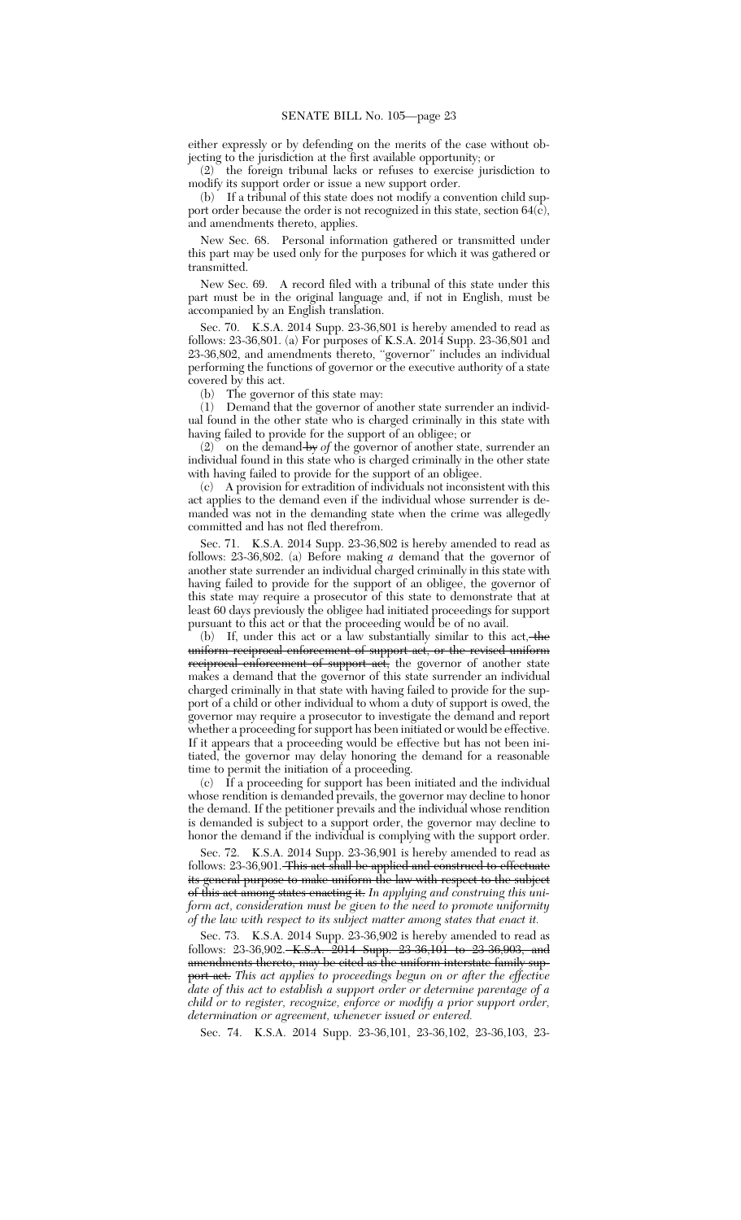either expressly or by defending on the merits of the case without objecting to the jurisdiction at the first available opportunity; or

(2) the foreign tribunal lacks or refuses to exercise jurisdiction to modify its support order or issue a new support order.

(b) If a tribunal of this state does not modify a convention child support order because the order is not recognized in this state, section 64(c), and amendments thereto, applies.

New Sec. 68. Personal information gathered or transmitted under this part may be used only for the purposes for which it was gathered or transmitted.

New Sec. 69. A record filed with a tribunal of this state under this part must be in the original language and, if not in English, must be accompanied by an English translation.

Sec. 70. K.S.A. 2014 Supp. 23-36,801 is hereby amended to read as follows: 23-36,801. (a) For purposes of K.S.A. 2014 Supp. 23-36,801 and 23-36,802, and amendments thereto, "governor" includes an individual performing the functions of governor or the executive authority of a state covered by this act.

(b) The governor of this state may:

(1) Demand that the governor of another state surrender an individual found in the other state who is charged criminally in this state with having failed to provide for the support of an obligee; or

(2) on the demand ~~by~~ *of* the governor of another state, surrender an individual found in this state who is charged criminally in the other state with having failed to provide for the support of an obligee.

(c) A provision for extradition of individuals not inconsistent with this act applies to the demand even if the individual whose surrender is demanded was not in the demanding state when the crime was allegedly committed and has not fled therefrom.

Sec. 71. K.S.A. 2014 Supp. 23-36,802 is hereby amended to read as follows: 23-36,802. (a) Before making *a* demand that the governor of another state surrender an individual charged criminally in this state with having failed to provide for the support of an obligee, the governor of this state may require a prosecutor of this state to demonstrate that at least 60 days previously the obligee had initiated proceedings for support pursuant to this act or that the proceeding would be of no avail.

(b) If, under this act or a law substantially similar to this act, ~~the uniform reciprocal enforcement of support act, or the revised uniform reciprocal enforcement of support act,~~ the governor of another state makes a demand that the governor of this state surrender an individual charged criminally in that state with having failed to provide for the support of a child or other individual to whom a duty of support is owed, the governor may require a prosecutor to investigate the demand and report whether a proceeding for support has been initiated or would be effective. If it appears that a proceeding would be effective but has not been initiated, the governor may delay honoring the demand for a reasonable time to permit the initiation of a proceeding.

(c) If a proceeding for support has been initiated and the individual whose rendition is demanded prevails, the governor may decline to honor the demand. If the petitioner prevails and the individual whose rendition is demanded is subject to a support order, the governor may decline to honor the demand if the individual is complying with the support order.

Sec. 72. K.S.A. 2014 Supp. 23-36,901 is hereby amended to read as follows: 23-36,901. ~~This act shall be applied and construed to effectuate its general purpose to make uniform the law with respect to the subject of this act among states enacting it.~~ *In applying and construing this uniform act, consideration must be given to the need to promote uniformity of the law with respect to its subject matter among states that enact it.*

Sec. 73. K.S.A. 2014 Supp. 23-36,902 is hereby amended to read as follows: 23-36,902. ~~K.S.A. 2014 Supp. 23-36,101 to 23-36,903, and amendments thereto, may be cited as the uniform interstate family support act.~~ *This act applies to proceedings begun on or after the effective date of this act to establish a support order or determine parentage of a child or to register, recognize, enforce or modify a prior support order, determination or agreement, whenever issued or entered.*

Sec. 74. K.S.A. 2014 Supp. 23-36,101, 23-36,102, 23-36,103, 23-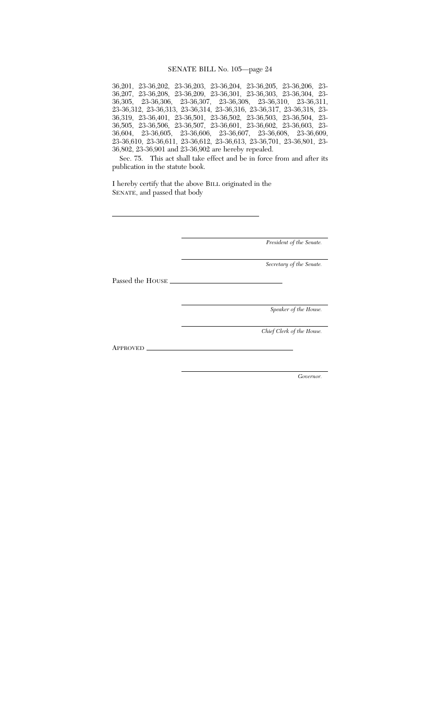36,201, 23-36,202, 23-36,203, 23-36,204, 23-36,205, 23-36,206, 23-36,207, 23-36,208, 23-36,209, 23-36,301, 23-36,303, 23-36,304, 23-36,305, 23-36,306, 23-36,307, 23-36,308, 23-36,310, 23-36,311, 23-36,312, 23-36,313, 23-36,314, 23-36,316, 23-36,317, 23-36,318, 23-36,319, 23-36,401, 23-36,501, 23-36,502, 23-36,503, 23-36,504, 23-36,505, 23-36,506, 23-36,507, 23-36,601, 23-36,602, 23-36,603, 23-36,604, 23-36,605, 23-36,606, 23-36,607, 23-36,608, 23-36,609, 23-36,610, 23-36,611, 23-36,612, 23-36,613, 23-36,701, 23-36,801, 23-36,802, 23-36,901 and 23-36,902 are hereby repealed.

Sec. 75. This act shall take effect and be in force from and after its publication in the statute book.

I hereby certify that the above BILL originated in the SENATE, and passed that body

\_\_\_\_\_\_\_\_\_\_\_\_\_\_\_\_\_\_\_\_\_\_\_\_\_\_\_\_\_\_

\_\_\_\_\_\_\_\_\_\_\_\_\_\_\_\_\_\_\_\_\_\_\_\_\_\_\_\_\_\_
*President of the Senate.*

\_\_\_\_\_\_\_\_\_\_\_\_\_\_\_\_\_\_\_\_\_\_\_\_\_\_\_\_\_\_
*Secretary of the Senate.*

Passed the HOUSE \_\_\_\_\_\_\_\_\_\_\_\_\_\_\_\_\_\_\_\_\_\_\_\_\_\_\_\_\_\_

\_\_\_\_\_\_\_\_\_\_\_\_\_\_\_\_\_\_\_\_\_\_\_\_\_\_\_\_\_\_
*Speaker of the House.*

\_\_\_\_\_\_\_\_\_\_\_\_\_\_\_\_\_\_\_\_\_\_\_\_\_\_\_\_\_\_
*Chief Clerk of the House.*

APPROVED \_\_\_\_\_\_\_\_\_\_\_\_\_\_\_\_\_\_\_\_\_\_\_\_\_\_\_\_\_\_

\_\_\_\_\_\_\_\_\_\_\_\_\_\_\_\_\_\_\_\_\_\_\_\_\_\_\_\_\_\_
*Governor.*